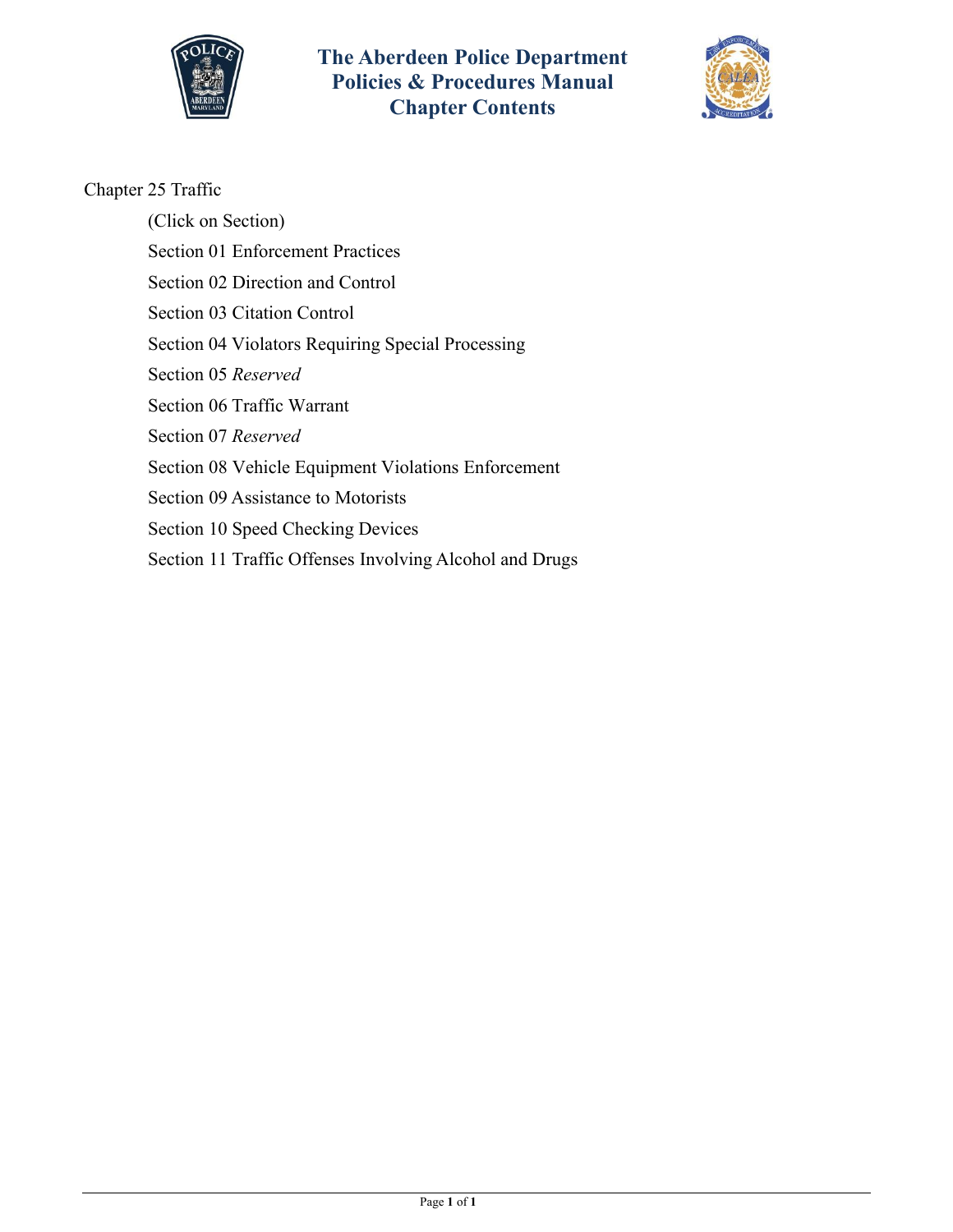# The Aberdeen Police Department Policies & Procedures Manual Chapter Contents

Chapter 25 Traffic

(Click on Section)

Section 01 Enforcement Practices

Section 02 Direction and Control

Section 03 Citation Control

Section 04 Violators Requiring Special Processing

Section 05 *Reserved*

Section 06 Traffic Warrant

Section 07 *Reserved*

Section 08 Vehicle Equipment Violations Enforcement

Section 09 Assistance to Motorists

Section 10 Speed Checking Devices

Section 11 Traffic Offenses Involving Alcohol and Drugs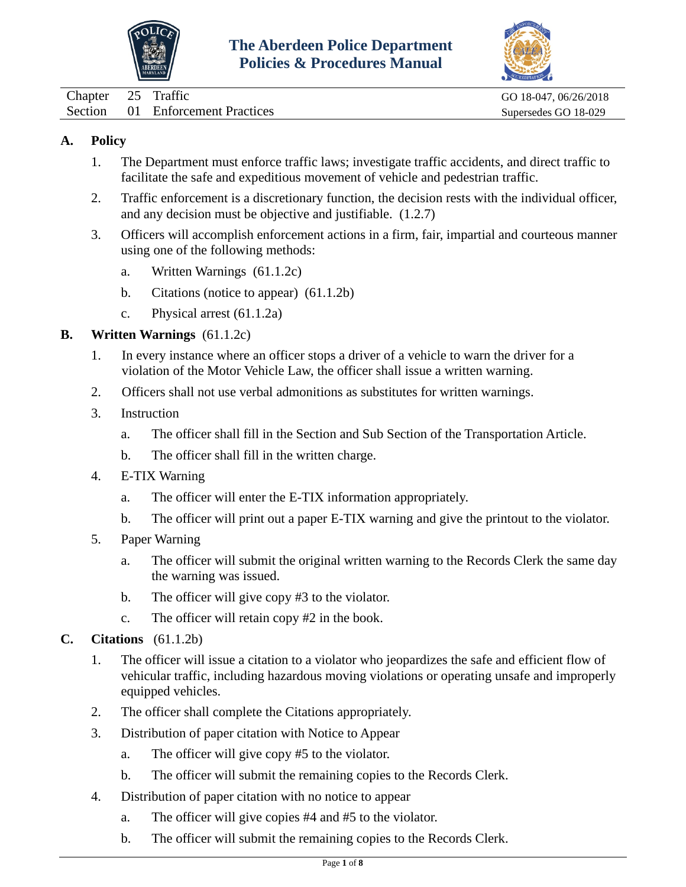# The Aberdeen Police Department Policies & Procedures Manual

| Chapter | 25 | Traffic | GO 18-047, 06/26/2018 |
|---|---|---|---|
| Section | 01 | Enforcement Practices | Supersedes GO 18-029 |

## A. Policy

1. The Department must enforce traffic laws; investigate traffic accidents, and direct traffic to facilitate the safe and expeditious movement of vehicle and pedestrian traffic.
2. Traffic enforcement is a discretionary function, the decision rests with the individual officer, and any decision must be objective and justifiable. (1.2.7)
3. Officers will accomplish enforcement actions in a firm, fair, impartial and courteous manner using one of the following methods:
   a. Written Warnings (61.1.2c)
   b. Citations (notice to appear) (61.1.2b)
   c. Physical arrest (61.1.2a)

## B. Written Warnings (61.1.2c)

1. In every instance where an officer stops a driver of a vehicle to warn the driver for a violation of the Motor Vehicle Law, the officer shall issue a written warning.
2. Officers shall not use verbal admonitions as substitutes for written warnings.
3. Instruction
   a. The officer shall fill in the Section and Sub Section of the Transportation Article.
   b. The officer shall fill in the written charge.
4. E-TIX Warning
   a. The officer will enter the E-TIX information appropriately.
   b. The officer will print out a paper E-TIX warning and give the printout to the violator.
5. Paper Warning
   a. The officer will submit the original written warning to the Records Clerk the same day the warning was issued.
   b. The officer will give copy #3 to the violator.
   c. The officer will retain copy #2 in the book.

## C. Citations (61.1.2b)

1. The officer will issue a citation to a violator who jeopardizes the safe and efficient flow of vehicular traffic, including hazardous moving violations or operating unsafe and improperly equipped vehicles.
2. The officer shall complete the Citations appropriately.
3. Distribution of paper citation with Notice to Appear
   a. The officer will give copy #5 to the violator.
   b. The officer will submit the remaining copies to the Records Clerk.
4. Distribution of paper citation with no notice to appear
   a. The officer will give copies #4 and #5 to the violator.
   b. The officer will submit the remaining copies to the Records Clerk.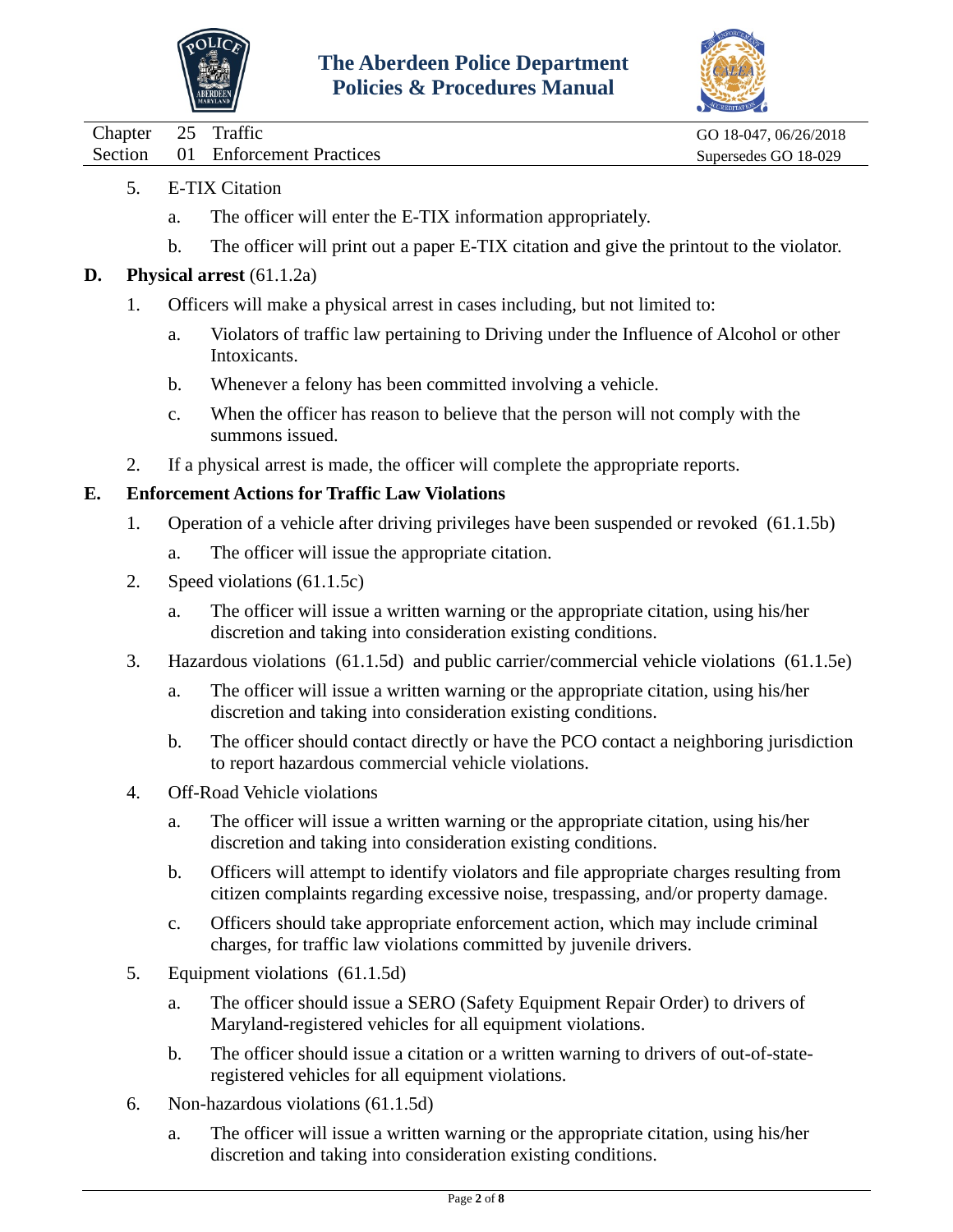5. E-TIX Citation

   a. The officer will enter the E-TIX information appropriately.

   b. The officer will print out a paper E-TIX citation and give the printout to the violator.

**D. Physical arrest** (61.1.2a)

1. Officers will make a physical arrest in cases including, but not limited to:

   a. Violators of traffic law pertaining to Driving under the Influence of Alcohol or other Intoxicants.

   b. Whenever a felony has been committed involving a vehicle.

   c. When the officer has reason to believe that the person will not comply with the summons issued.

2. If a physical arrest is made, the officer will complete the appropriate reports.

**E. Enforcement Actions for Traffic Law Violations**

1. Operation of a vehicle after driving privileges have been suspended or revoked (61.1.5b)

   a. The officer will issue the appropriate citation.

2. Speed violations (61.1.5c)

   a. The officer will issue a written warning or the appropriate citation, using his/her discretion and taking into consideration existing conditions.

3. Hazardous violations (61.1.5d) and public carrier/commercial vehicle violations (61.1.5e)

   a. The officer will issue a written warning or the appropriate citation, using his/her discretion and taking into consideration existing conditions.

   b. The officer should contact directly or have the PCO contact a neighboring jurisdiction to report hazardous commercial vehicle violations.

4. Off-Road Vehicle violations

   a. The officer will issue a written warning or the appropriate citation, using his/her discretion and taking into consideration existing conditions.

   b. Officers will attempt to identify violators and file appropriate charges resulting from citizen complaints regarding excessive noise, trespassing, and/or property damage.

   c. Officers should take appropriate enforcement action, which may include criminal charges, for traffic law violations committed by juvenile drivers.

5. Equipment violations (61.1.5d)

   a. The officer should issue a SERO (Safety Equipment Repair Order) to drivers of Maryland-registered vehicles for all equipment violations.

   b. The officer should issue a citation or a written warning to drivers of out-of-state-registered vehicles for all equipment violations.

6. Non-hazardous violations (61.1.5d)

   a. The officer will issue a written warning or the appropriate citation, using his/her discretion and taking into consideration existing conditions.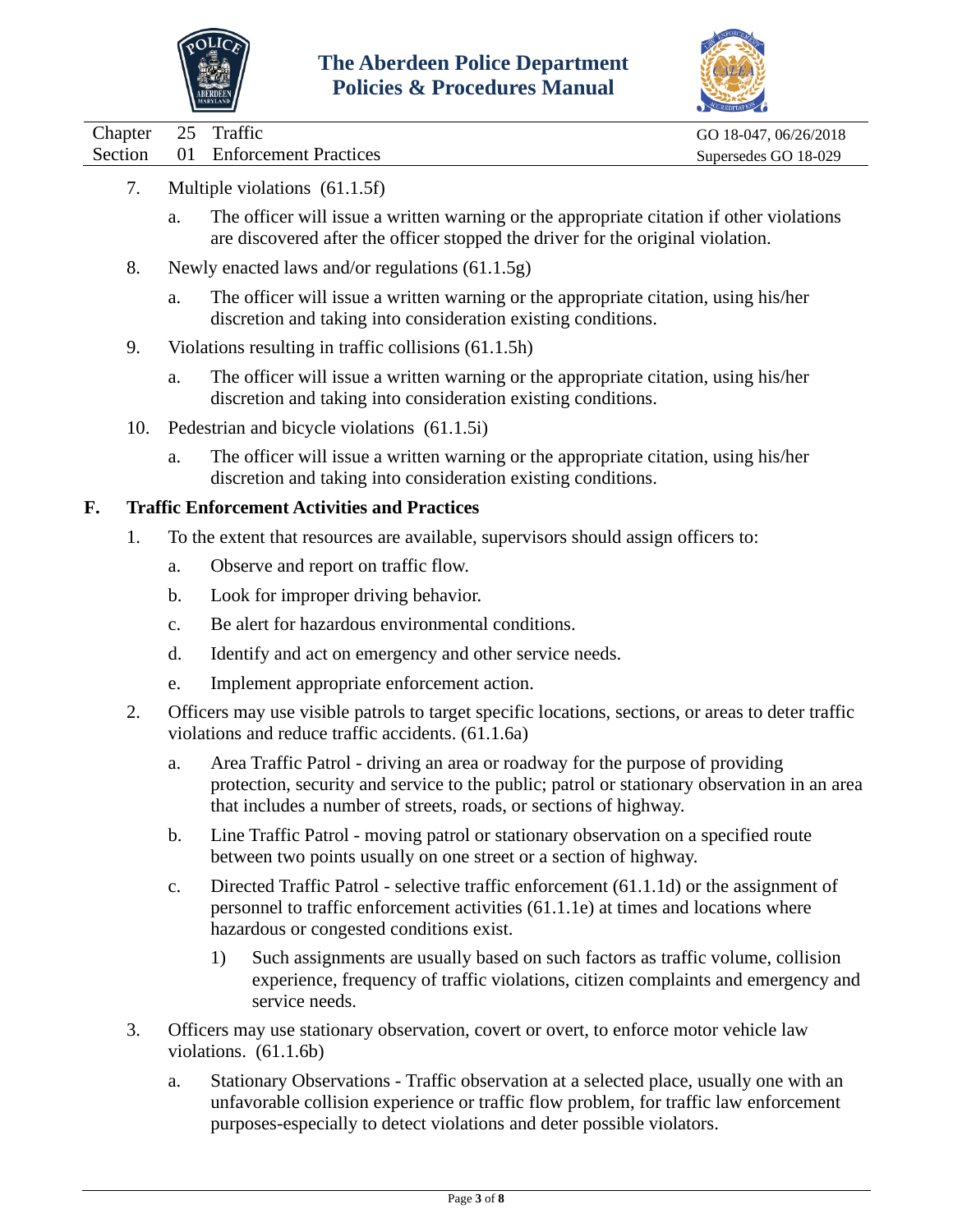7. Multiple violations (61.1.5f)

   a. The officer will issue a written warning or the appropriate citation if other violations are discovered after the officer stopped the driver for the original violation.

8. Newly enacted laws and/or regulations (61.1.5g)

   a. The officer will issue a written warning or the appropriate citation, using his/her discretion and taking into consideration existing conditions.

9. Violations resulting in traffic collisions (61.1.5h)

   a. The officer will issue a written warning or the appropriate citation, using his/her discretion and taking into consideration existing conditions.

10. Pedestrian and bicycle violations (61.1.5i)

    a. The officer will issue a written warning or the appropriate citation, using his/her discretion and taking into consideration existing conditions.

## F. Traffic Enforcement Activities and Practices

1. To the extent that resources are available, supervisors should assign officers to:

   a. Observe and report on traffic flow.

   b. Look for improper driving behavior.

   c. Be alert for hazardous environmental conditions.

   d. Identify and act on emergency and other service needs.

   e. Implement appropriate enforcement action.

2. Officers may use visible patrols to target specific locations, sections, or areas to deter traffic violations and reduce traffic accidents. (61.1.6a)

   a. Area Traffic Patrol - driving an area or roadway for the purpose of providing protection, security and service to the public; patrol or stationary observation in an area that includes a number of streets, roads, or sections of highway.

   b. Line Traffic Patrol - moving patrol or stationary observation on a specified route between two points usually on one street or a section of highway.

   c. Directed Traffic Patrol - selective traffic enforcement (61.1.1d) or the assignment of personnel to traffic enforcement activities (61.1.1e) at times and locations where hazardous or congested conditions exist.

      1) Such assignments are usually based on such factors as traffic volume, collision experience, frequency of traffic violations, citizen complaints and emergency and service needs.

3. Officers may use stationary observation, covert or overt, to enforce motor vehicle law violations. (61.1.6b)

   a. Stationary Observations - Traffic observation at a selected place, usually one with an unfavorable collision experience or traffic flow problem, for traffic law enforcement purposes-especially to detect violations and deter possible violators.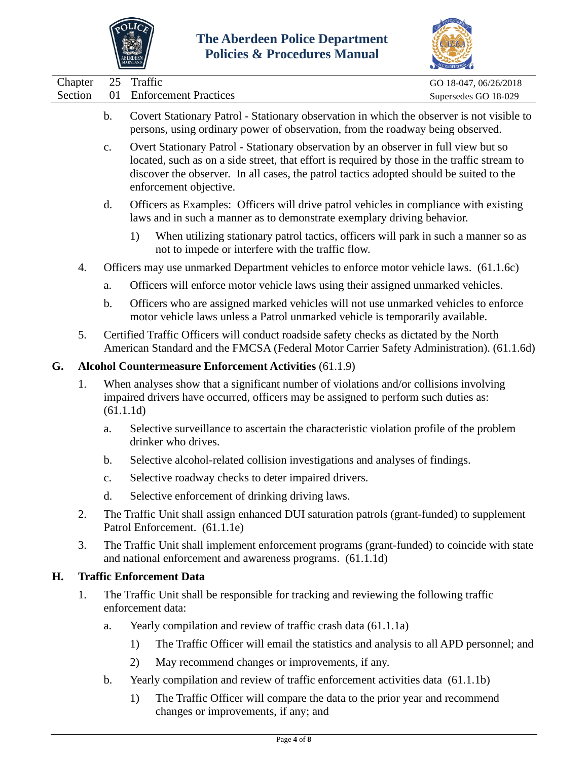b. Covert Stationary Patrol - Stationary observation in which the observer is not visible to persons, using ordinary power of observation, from the roadway being observed.

c. Overt Stationary Patrol - Stationary observation by an observer in full view but so located, such as on a side street, that effort is required by those in the traffic stream to discover the observer. In all cases, the patrol tactics adopted should be suited to the enforcement objective.

d. Officers as Examples: Officers will drive patrol vehicles in compliance with existing laws and in such a manner as to demonstrate exemplary driving behavior.

1) When utilizing stationary patrol tactics, officers will park in such a manner so as not to impede or interfere with the traffic flow.

4. Officers may use unmarked Department vehicles to enforce motor vehicle laws. (61.1.6c)

a. Officers will enforce motor vehicle laws using their assigned unmarked vehicles.

b. Officers who are assigned marked vehicles will not use unmarked vehicles to enforce motor vehicle laws unless a Patrol unmarked vehicle is temporarily available.

5. Certified Traffic Officers will conduct roadside safety checks as dictated by the North American Standard and the FMCSA (Federal Motor Carrier Safety Administration). (61.1.6d)

## G. **Alcohol Countermeasure Enforcement Activities** (61.1.9)

1. When analyses show that a significant number of violations and/or collisions involving impaired drivers have occurred, officers may be assigned to perform such duties as: (61.1.1d)

a. Selective surveillance to ascertain the characteristic violation profile of the problem drinker who drives.

b. Selective alcohol-related collision investigations and analyses of findings.

c. Selective roadway checks to deter impaired drivers.

d. Selective enforcement of drinking driving laws.

2. The Traffic Unit shall assign enhanced DUI saturation patrols (grant-funded) to supplement Patrol Enforcement. (61.1.1e)

3. The Traffic Unit shall implement enforcement programs (grant-funded) to coincide with state and national enforcement and awareness programs. (61.1.1d)

## H. **Traffic Enforcement Data**

1. The Traffic Unit shall be responsible for tracking and reviewing the following traffic enforcement data:

a. Yearly compilation and review of traffic crash data (61.1.1a)

1) The Traffic Officer will email the statistics and analysis to all APD personnel; and

2) May recommend changes or improvements, if any.

b. Yearly compilation and review of traffic enforcement activities data (61.1.1b)

1) The Traffic Officer will compare the data to the prior year and recommend changes or improvements, if any; and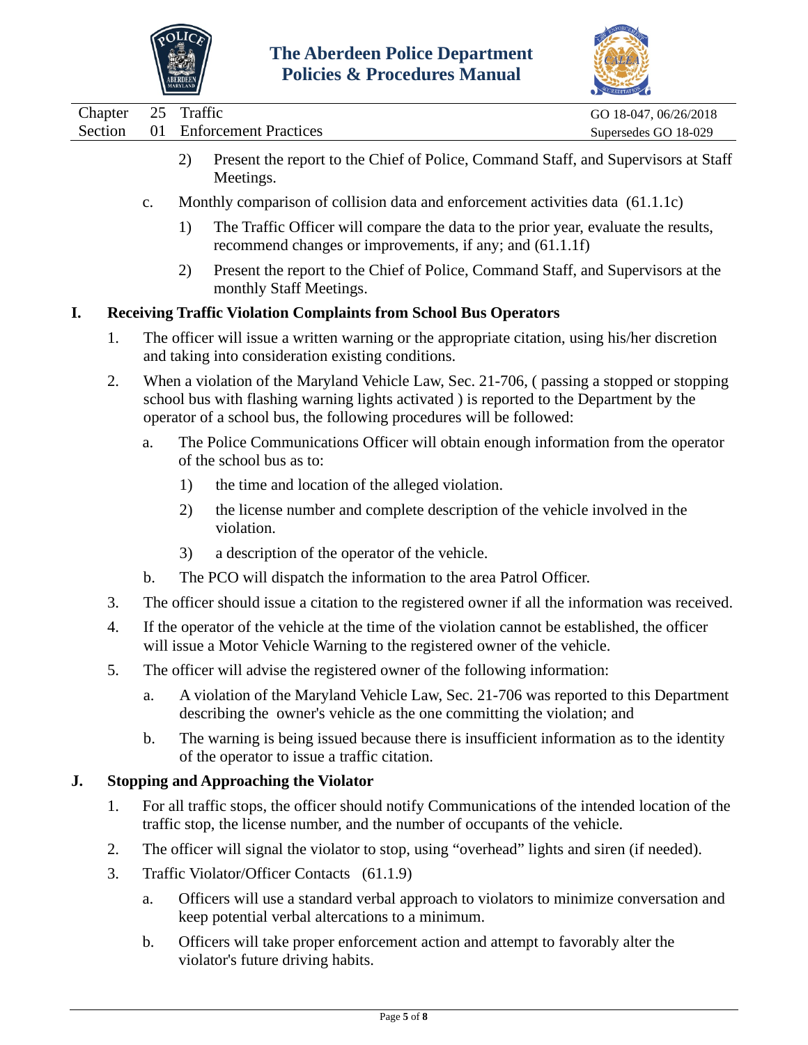2) Present the report to the Chief of Police, Command Staff, and Supervisors at Staff Meetings.

c. Monthly comparison of collision data and enforcement activities data (61.1.1c)

1) The Traffic Officer will compare the data to the prior year, evaluate the results, recommend changes or improvements, if any; and (61.1.1f)

2) Present the report to the Chief of Police, Command Staff, and Supervisors at the monthly Staff Meetings.

## I. Receiving Traffic Violation Complaints from School Bus Operators

1. The officer will issue a written warning or the appropriate citation, using his/her discretion and taking into consideration existing conditions.

2. When a violation of the Maryland Vehicle Law, Sec. 21-706, ( passing a stopped or stopping school bus with flashing warning lights activated ) is reported to the Department by the operator of a school bus, the following procedures will be followed:

   a. The Police Communications Officer will obtain enough information from the operator of the school bus as to:

      1) the time and location of the alleged violation.

      2) the license number and complete description of the vehicle involved in the violation.

      3) a description of the operator of the vehicle.

   b. The PCO will dispatch the information to the area Patrol Officer.

3. The officer should issue a citation to the registered owner if all the information was received.

4. If the operator of the vehicle at the time of the violation cannot be established, the officer will issue a Motor Vehicle Warning to the registered owner of the vehicle.

5. The officer will advise the registered owner of the following information:

   a. A violation of the Maryland Vehicle Law, Sec. 21-706 was reported to this Department describing the owner's vehicle as the one committing the violation; and

   b. The warning is being issued because there is insufficient information as to the identity of the operator to issue a traffic citation.

## J. Stopping and Approaching the Violator

1. For all traffic stops, the officer should notify Communications of the intended location of the traffic stop, the license number, and the number of occupants of the vehicle.

2. The officer will signal the violator to stop, using "overhead" lights and siren (if needed).

3. Traffic Violator/Officer Contacts (61.1.9)

   a. Officers will use a standard verbal approach to violators to minimize conversation and keep potential verbal altercations to a minimum.

   b. Officers will take proper enforcement action and attempt to favorably alter the violator's future driving habits.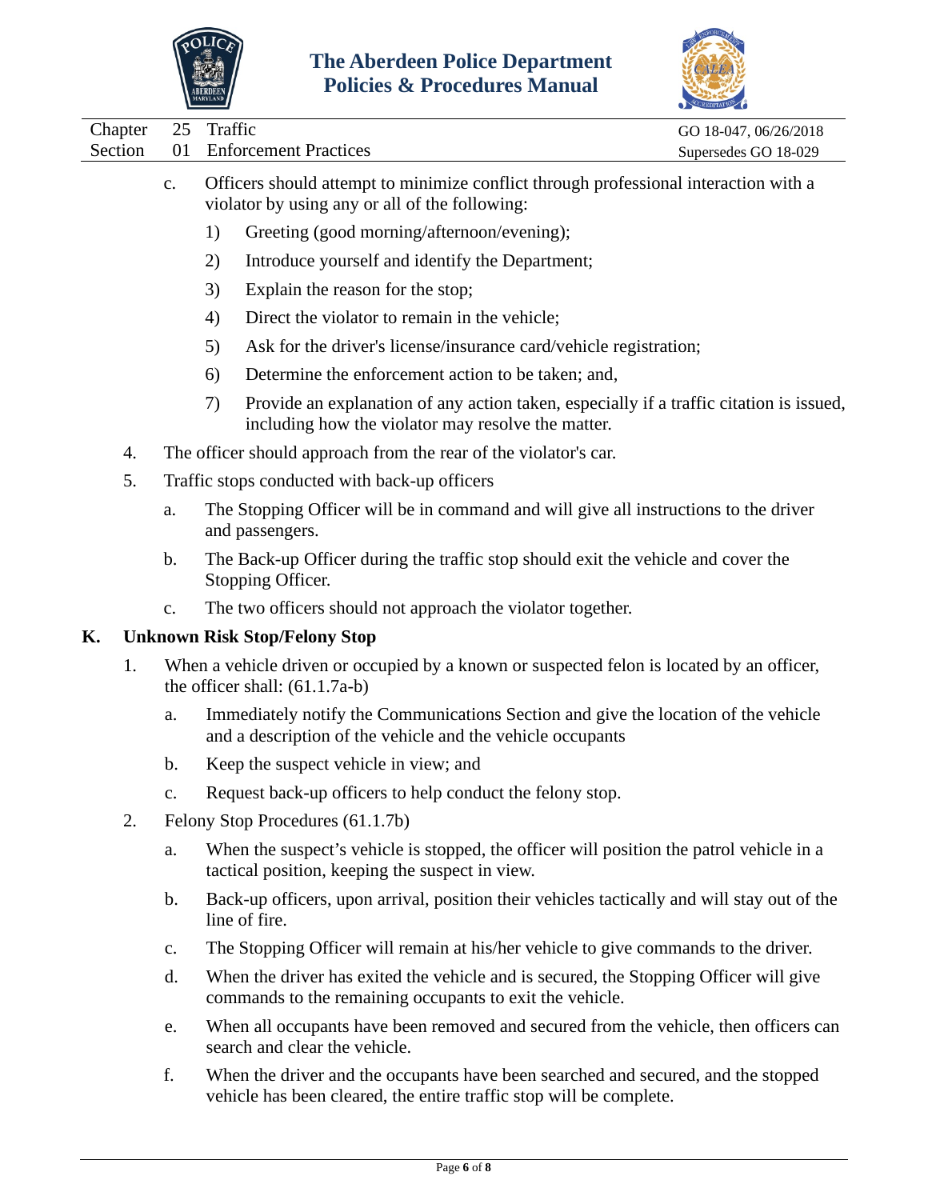c. Officers should attempt to minimize conflict through professional interaction with a violator by using any or all of the following:

   1) Greeting (good morning/afternoon/evening);

   2) Introduce yourself and identify the Department;

   3) Explain the reason for the stop;

   4) Direct the violator to remain in the vehicle;

   5) Ask for the driver's license/insurance card/vehicle registration;

   6) Determine the enforcement action to be taken; and,

   7) Provide an explanation of any action taken, especially if a traffic citation is issued, including how the violator may resolve the matter.

4. The officer should approach from the rear of the violator's car.

5. Traffic stops conducted with back-up officers

   a. The Stopping Officer will be in command and will give all instructions to the driver and passengers.

   b. The Back-up Officer during the traffic stop should exit the vehicle and cover the Stopping Officer.

   c. The two officers should not approach the violator together.

## K. Unknown Risk Stop/Felony Stop

1. When a vehicle driven or occupied by a known or suspected felon is located by an officer, the officer shall: (61.1.7a-b)

   a. Immediately notify the Communications Section and give the location of the vehicle and a description of the vehicle and the vehicle occupants

   b. Keep the suspect vehicle in view; and

   c. Request back-up officers to help conduct the felony stop.

2. Felony Stop Procedures (61.1.7b)

   a. When the suspect's vehicle is stopped, the officer will position the patrol vehicle in a tactical position, keeping the suspect in view.

   b. Back-up officers, upon arrival, position their vehicles tactically and will stay out of the line of fire.

   c. The Stopping Officer will remain at his/her vehicle to give commands to the driver.

   d. When the driver has exited the vehicle and is secured, the Stopping Officer will give commands to the remaining occupants to exit the vehicle.

   e. When all occupants have been removed and secured from the vehicle, then officers can search and clear the vehicle.

   f. When the driver and the occupants have been searched and secured, and the stopped vehicle has been cleared, the entire traffic stop will be complete.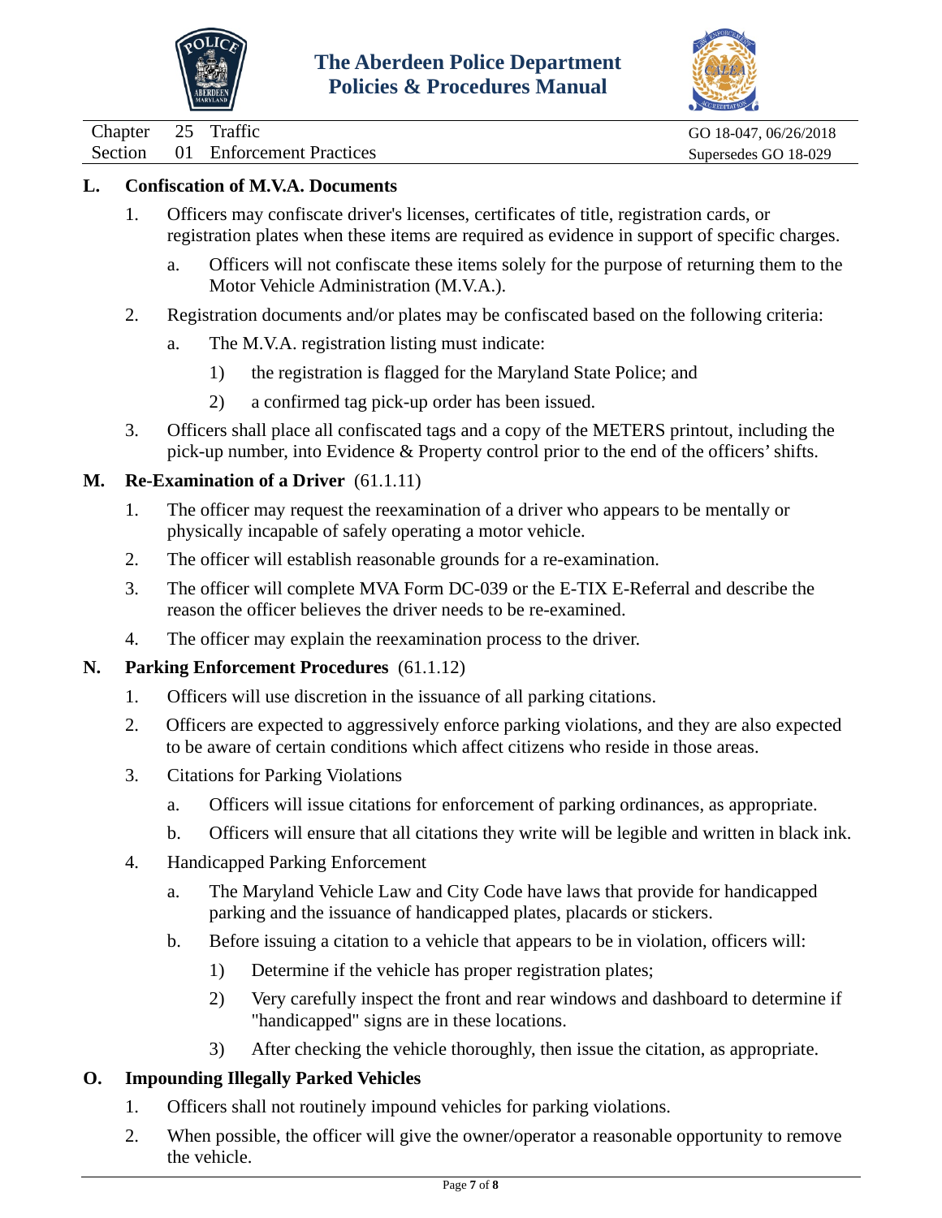## L. Confiscation of M.V.A. Documents

1. Officers may confiscate driver's licenses, certificates of title, registration cards, or registration plates when these items are required as evidence in support of specific charges.
   a. Officers will not confiscate these items solely for the purpose of returning them to the Motor Vehicle Administration (M.V.A.).
2. Registration documents and/or plates may be confiscated based on the following criteria:
   a. The M.V.A. registration listing must indicate:
      1) the registration is flagged for the Maryland State Police; and
      2) a confirmed tag pick-up order has been issued.
3. Officers shall place all confiscated tags and a copy of the METERS printout, including the pick-up number, into Evidence & Property control prior to the end of the officers' shifts.

## M. Re-Examination of a Driver (61.1.11)

1. The officer may request the reexamination of a driver who appears to be mentally or physically incapable of safely operating a motor vehicle.
2. The officer will establish reasonable grounds for a re-examination.
3. The officer will complete MVA Form DC-039 or the E-TIX E-Referral and describe the reason the officer believes the driver needs to be re-examined.
4. The officer may explain the reexamination process to the driver.

## N. Parking Enforcement Procedures (61.1.12)

1. Officers will use discretion in the issuance of all parking citations.
2. Officers are expected to aggressively enforce parking violations, and they are also expected to be aware of certain conditions which affect citizens who reside in those areas.
3. Citations for Parking Violations
   a. Officers will issue citations for enforcement of parking ordinances, as appropriate.
   b. Officers will ensure that all citations they write will be legible and written in black ink.
4. Handicapped Parking Enforcement
   a. The Maryland Vehicle Law and City Code have laws that provide for handicapped parking and the issuance of handicapped plates, placards or stickers.
   b. Before issuing a citation to a vehicle that appears to be in violation, officers will:
      1) Determine if the vehicle has proper registration plates;
      2) Very carefully inspect the front and rear windows and dashboard to determine if "handicapped" signs are in these locations.
      3) After checking the vehicle thoroughly, then issue the citation, as appropriate.

## O. Impounding Illegally Parked Vehicles

1. Officers shall not routinely impound vehicles for parking violations.
2. When possible, the officer will give the owner/operator a reasonable opportunity to remove the vehicle.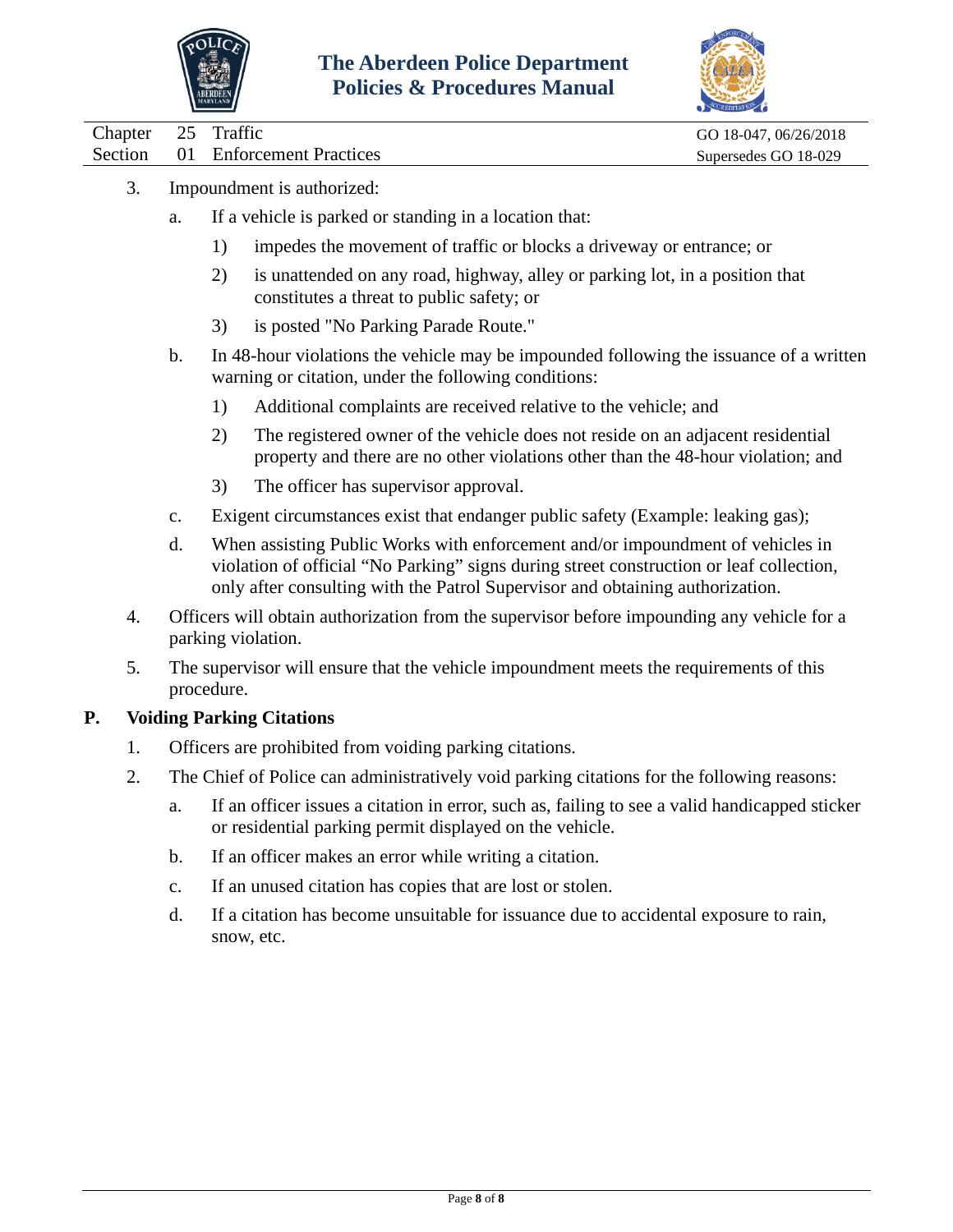3. Impoundment is authorized:

   a. If a vehicle is parked or standing in a location that:

      1) impedes the movement of traffic or blocks a driveway or entrance; or

      2) is unattended on any road, highway, alley or parking lot, in a position that constitutes a threat to public safety; or

      3) is posted "No Parking Parade Route."

   b. In 48-hour violations the vehicle may be impounded following the issuance of a written warning or citation, under the following conditions:

      1) Additional complaints are received relative to the vehicle; and

      2) The registered owner of the vehicle does not reside on an adjacent residential property and there are no other violations other than the 48-hour violation; and

      3) The officer has supervisor approval.

   c. Exigent circumstances exist that endanger public safety (Example: leaking gas);

   d. When assisting Public Works with enforcement and/or impoundment of vehicles in violation of official "No Parking" signs during street construction or leaf collection, only after consulting with the Patrol Supervisor and obtaining authorization.

4. Officers will obtain authorization from the supervisor before impounding any vehicle for a parking violation.

5. The supervisor will ensure that the vehicle impoundment meets the requirements of this procedure.

## P. Voiding Parking Citations

1. Officers are prohibited from voiding parking citations.

2. The Chief of Police can administratively void parking citations for the following reasons:

   a. If an officer issues a citation in error, such as, failing to see a valid handicapped sticker or residential parking permit displayed on the vehicle.

   b. If an officer makes an error while writing a citation.

   c. If an unused citation has copies that are lost or stolen.

   d. If a citation has become unsuitable for issuance due to accidental exposure to rain, snow, etc.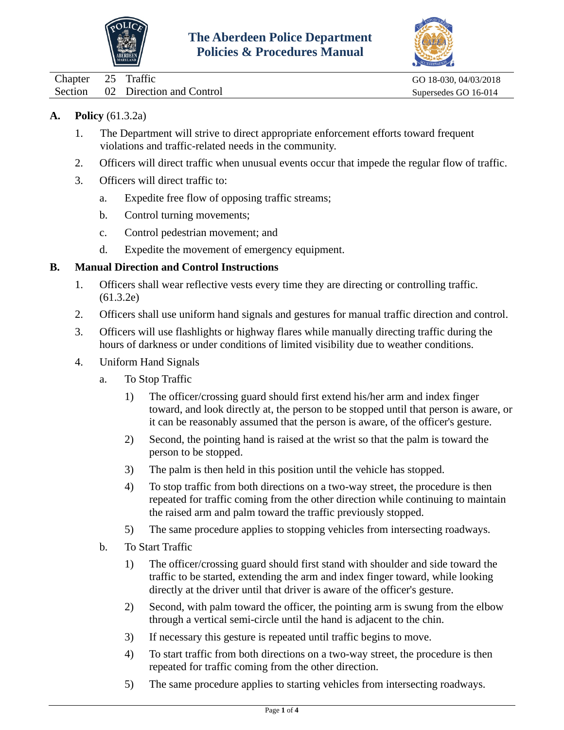# The Aberdeen Police Department Policies & Procedures Manual

| Chapter 25 Traffic | GO 18-030, 04/03/2018 |
|---|---|
| Section 02 Direction and Control | Supersedes GO 16-014 |

**A. Policy** (61.3.2a)

1. The Department will strive to direct appropriate enforcement efforts toward frequent violations and traffic-related needs in the community.
2. Officers will direct traffic when unusual events occur that impede the regular flow of traffic.
3. Officers will direct traffic to:
   a. Expedite free flow of opposing traffic streams;
   b. Control turning movements;
   c. Control pedestrian movement; and
   d. Expedite the movement of emergency equipment.

**B. Manual Direction and Control Instructions**

1. Officers shall wear reflective vests every time they are directing or controlling traffic. (61.3.2e)
2. Officers shall use uniform hand signals and gestures for manual traffic direction and control.
3. Officers will use flashlights or highway flares while manually directing traffic during the hours of darkness or under conditions of limited visibility due to weather conditions.
4. Uniform Hand Signals
   a. To Stop Traffic
      1) The officer/crossing guard should first extend his/her arm and index finger toward, and look directly at, the person to be stopped until that person is aware, or it can be reasonably assumed that the person is aware, of the officer's gesture.
      2) Second, the pointing hand is raised at the wrist so that the palm is toward the person to be stopped.
      3) The palm is then held in this position until the vehicle has stopped.
      4) To stop traffic from both directions on a two-way street, the procedure is then repeated for traffic coming from the other direction while continuing to maintain the raised arm and palm toward the traffic previously stopped.
      5) The same procedure applies to stopping vehicles from intersecting roadways.
   b. To Start Traffic
      1) The officer/crossing guard should first stand with shoulder and side toward the traffic to be started, extending the arm and index finger toward, while looking directly at the driver until that driver is aware of the officer's gesture.
      2) Second, with palm toward the officer, the pointing arm is swung from the elbow through a vertical semi-circle until the hand is adjacent to the chin.
      3) If necessary this gesture is repeated until traffic begins to move.
      4) To start traffic from both directions on a two-way street, the procedure is then repeated for traffic coming from the other direction.
      5) The same procedure applies to starting vehicles from intersecting roadways.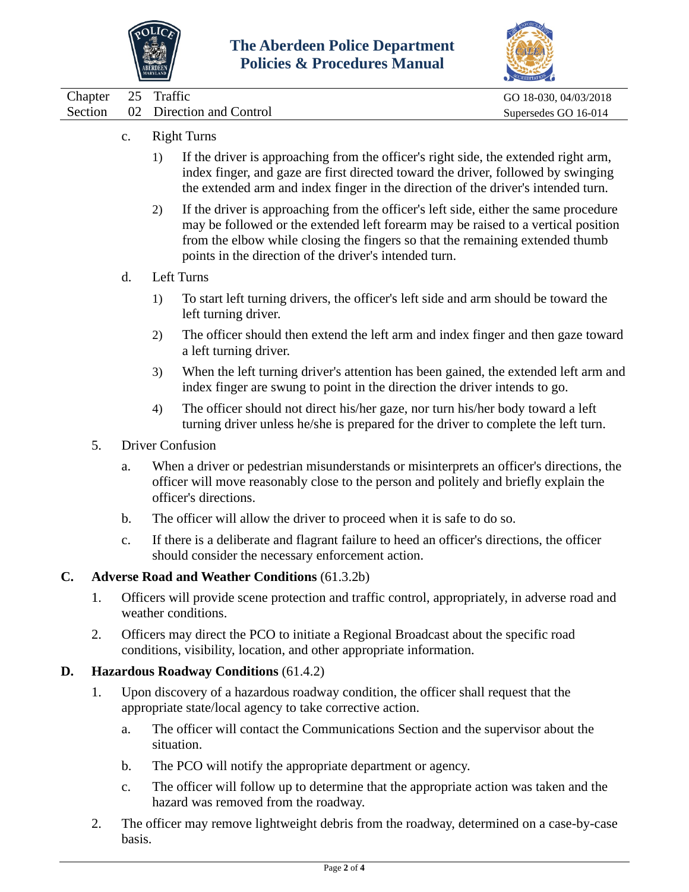c. Right Turns

   1) If the driver is approaching from the officer's right side, the extended right arm, index finger, and gaze are first directed toward the driver, followed by swinging the extended arm and index finger in the direction of the driver's intended turn.

   2) If the driver is approaching from the officer's left side, either the same procedure may be followed or the extended left forearm may be raised to a vertical position from the elbow while closing the fingers so that the remaining extended thumb points in the direction of the driver's intended turn.

d. Left Turns

   1) To start left turning drivers, the officer's left side and arm should be toward the left turning driver.

   2) The officer should then extend the left arm and index finger and then gaze toward a left turning driver.

   3) When the left turning driver's attention has been gained, the extended left arm and index finger are swung to point in the direction the driver intends to go.

   4) The officer should not direct his/her gaze, nor turn his/her body toward a left turning driver unless he/she is prepared for the driver to complete the left turn.

5. Driver Confusion

   a. When a driver or pedestrian misunderstands or misinterprets an officer's directions, the officer will move reasonably close to the person and politely and briefly explain the officer's directions.

   b. The officer will allow the driver to proceed when it is safe to do so.

   c. If there is a deliberate and flagrant failure to heed an officer's directions, the officer should consider the necessary enforcement action.

**C. Adverse Road and Weather Conditions** (61.3.2b)

1. Officers will provide scene protection and traffic control, appropriately, in adverse road and weather conditions.

2. Officers may direct the PCO to initiate a Regional Broadcast about the specific road conditions, visibility, location, and other appropriate information.

**D. Hazardous Roadway Conditions** (61.4.2)

1. Upon discovery of a hazardous roadway condition, the officer shall request that the appropriate state/local agency to take corrective action.

   a. The officer will contact the Communications Section and the supervisor about the situation.

   b. The PCO will notify the appropriate department or agency.

   c. The officer will follow up to determine that the appropriate action was taken and the hazard was removed from the roadway.

2. The officer may remove lightweight debris from the roadway, determined on a case-by-case basis.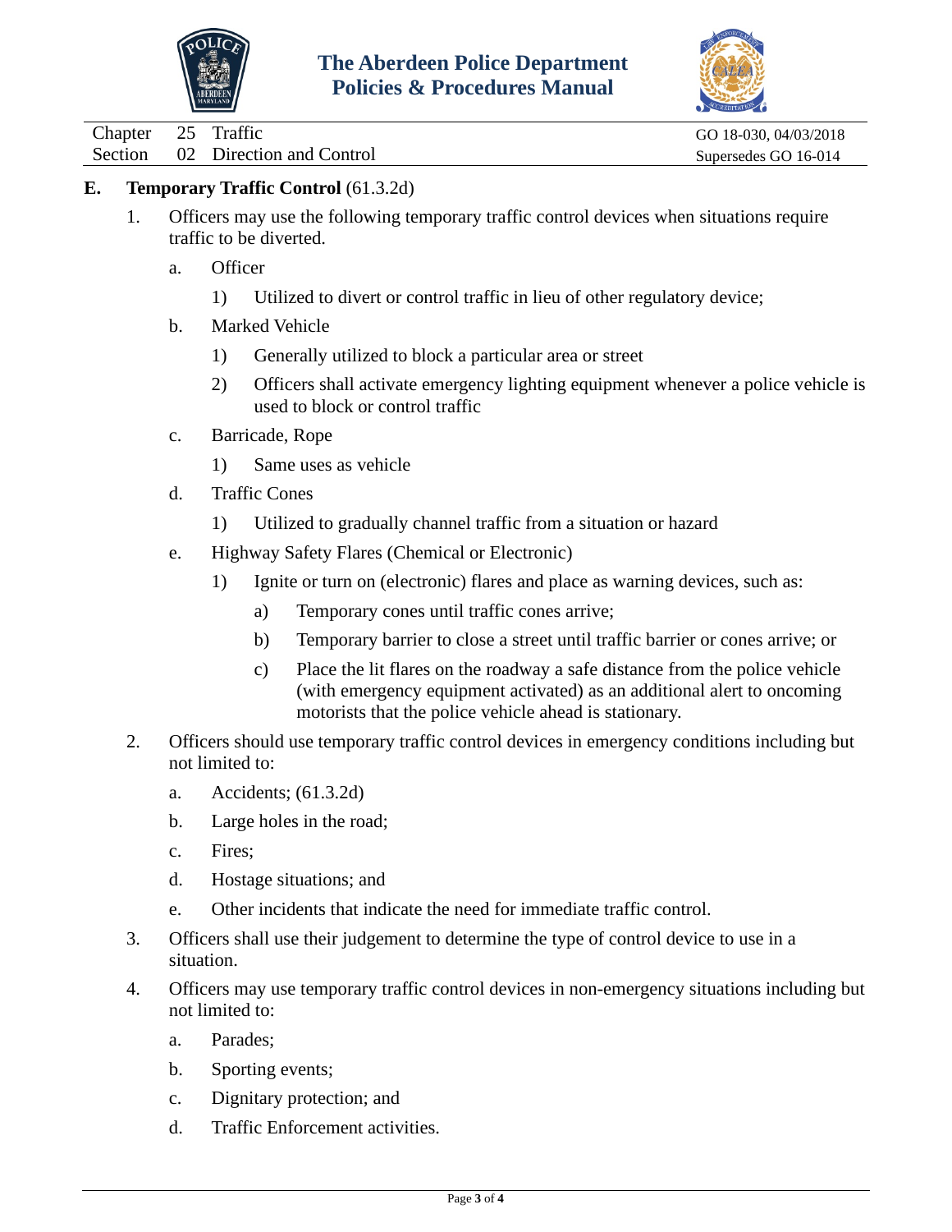## E. **Temporary Traffic Control** (61.3.2d)

1. Officers may use the following temporary traffic control devices when situations require traffic to be diverted.

   a. Officer

      1) Utilized to divert or control traffic in lieu of other regulatory device;

   b. Marked Vehicle

      1) Generally utilized to block a particular area or street

      2) Officers shall activate emergency lighting equipment whenever a police vehicle is used to block or control traffic

   c. Barricade, Rope

      1) Same uses as vehicle

   d. Traffic Cones

      1) Utilized to gradually channel traffic from a situation or hazard

   e. Highway Safety Flares (Chemical or Electronic)

      1) Ignite or turn on (electronic) flares and place as warning devices, such as:

         a) Temporary cones until traffic cones arrive;

         b) Temporary barrier to close a street until traffic barrier or cones arrive; or

         c) Place the lit flares on the roadway a safe distance from the police vehicle (with emergency equipment activated) as an additional alert to oncoming motorists that the police vehicle ahead is stationary.

2. Officers should use temporary traffic control devices in emergency conditions including but not limited to:

   a. Accidents; (61.3.2d)

   b. Large holes in the road;

   c. Fires;

   d. Hostage situations; and

   e. Other incidents that indicate the need for immediate traffic control.

3. Officers shall use their judgement to determine the type of control device to use in a situation.

4. Officers may use temporary traffic control devices in non-emergency situations including but not limited to:

   a. Parades;

   b. Sporting events;

   c. Dignitary protection; and

   d. Traffic Enforcement activities.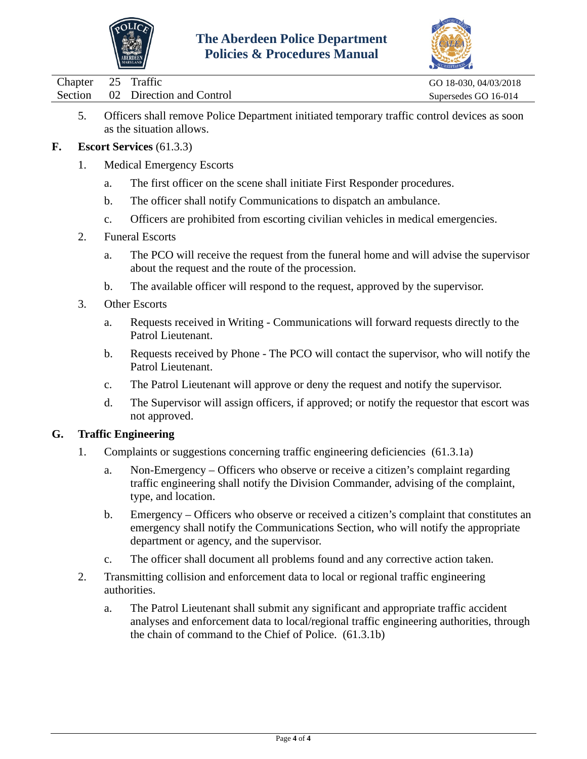5. Officers shall remove Police Department initiated temporary traffic control devices as soon as the situation allows.

**F. Escort Services** (61.3.3)

1. Medical Emergency Escorts

   a. The first officer on the scene shall initiate First Responder procedures.

   b. The officer shall notify Communications to dispatch an ambulance.

   c. Officers are prohibited from escorting civilian vehicles in medical emergencies.

2. Funeral Escorts

   a. The PCO will receive the request from the funeral home and will advise the supervisor about the request and the route of the procession.

   b. The available officer will respond to the request, approved by the supervisor.

3. Other Escorts

   a. Requests received in Writing - Communications will forward requests directly to the Patrol Lieutenant.

   b. Requests received by Phone - The PCO will contact the supervisor, who will notify the Patrol Lieutenant.

   c. The Patrol Lieutenant will approve or deny the request and notify the supervisor.

   d. The Supervisor will assign officers, if approved; or notify the requestor that escort was not approved.

**G. Traffic Engineering**

1. Complaints or suggestions concerning traffic engineering deficiencies (61.3.1a)

   a. Non-Emergency – Officers who observe or receive a citizen's complaint regarding traffic engineering shall notify the Division Commander, advising of the complaint, type, and location.

   b. Emergency – Officers who observe or received a citizen's complaint that constitutes an emergency shall notify the Communications Section, who will notify the appropriate department or agency, and the supervisor.

   c. The officer shall document all problems found and any corrective action taken.

2. Transmitting collision and enforcement data to local or regional traffic engineering authorities.

   a. The Patrol Lieutenant shall submit any significant and appropriate traffic accident analyses and enforcement data to local/regional traffic engineering authorities, through the chain of command to the Chief of Police. (61.3.1b)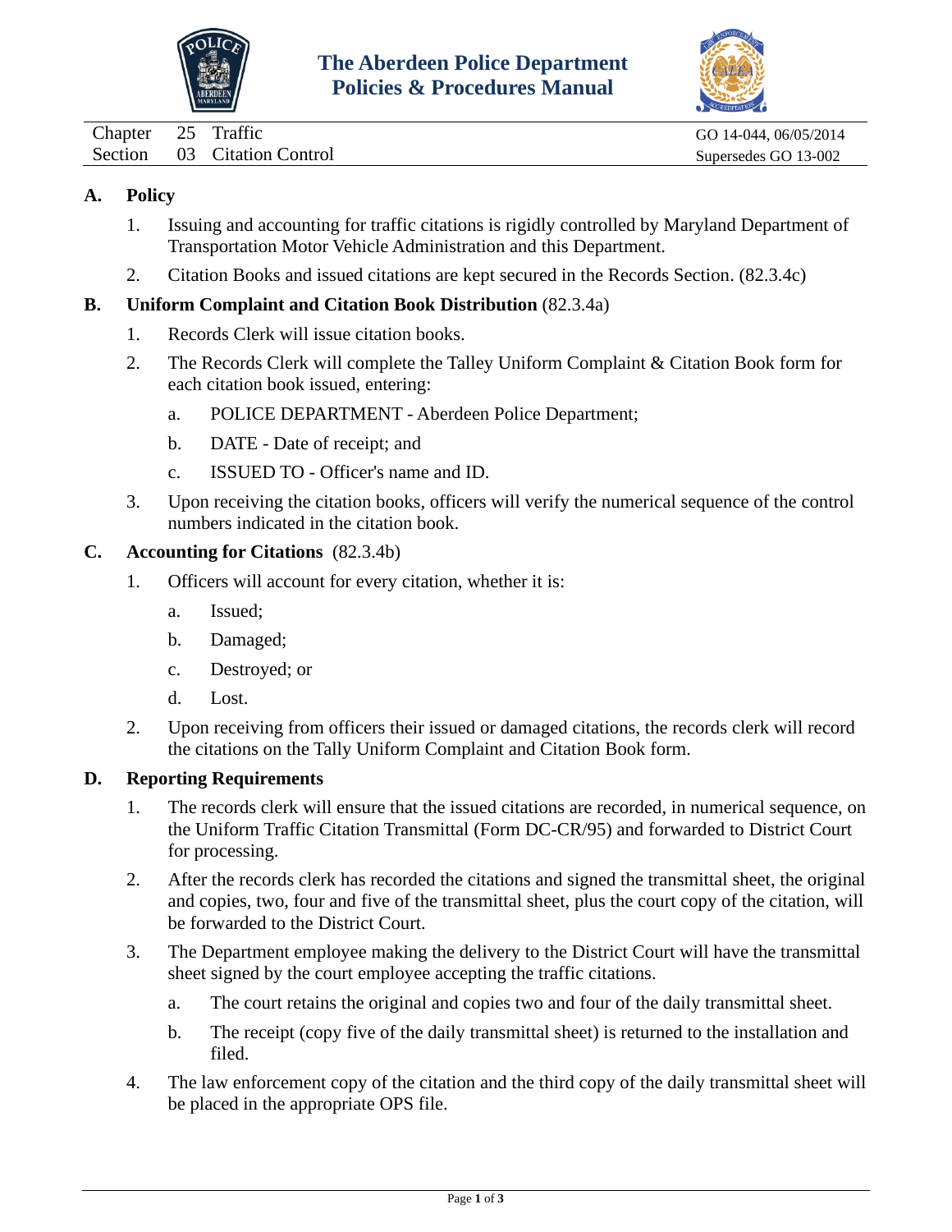Chapter 25 Traffic — GO 14-044, 06/05/2014
Section 03 Citation Control — Supersedes GO 13-002

## A. Policy

1. Issuing and accounting for traffic citations is rigidly controlled by Maryland Department of Transportation Motor Vehicle Administration and this Department.
2. Citation Books and issued citations are kept secured in the Records Section. (82.3.4c)

## B. Uniform Complaint and Citation Book Distribution (82.3.4a)

1. Records Clerk will issue citation books.
2. The Records Clerk will complete the Talley Uniform Complaint & Citation Book form for each citation book issued, entering:
   a. POLICE DEPARTMENT - Aberdeen Police Department;
   b. DATE - Date of receipt; and
   c. ISSUED TO - Officer's name and ID.
3. Upon receiving the citation books, officers will verify the numerical sequence of the control numbers indicated in the citation book.

## C. Accounting for Citations (82.3.4b)

1. Officers will account for every citation, whether it is:
   a. Issued;
   b. Damaged;
   c. Destroyed; or
   d. Lost.
2. Upon receiving from officers their issued or damaged citations, the records clerk will record the citations on the Tally Uniform Complaint and Citation Book form.

## D. Reporting Requirements

1. The records clerk will ensure that the issued citations are recorded, in numerical sequence, on the Uniform Traffic Citation Transmittal (Form DC-CR/95) and forwarded to District Court for processing.
2. After the records clerk has recorded the citations and signed the transmittal sheet, the original and copies, two, four and five of the transmittal sheet, plus the court copy of the citation, will be forwarded to the District Court.
3. The Department employee making the delivery to the District Court will have the transmittal sheet signed by the court employee accepting the traffic citations.
   a. The court retains the original and copies two and four of the daily transmittal sheet.
   b. The receipt (copy five of the daily transmittal sheet) is returned to the installation and filed.
4. The law enforcement copy of the citation and the third copy of the daily transmittal sheet will be placed in the appropriate OPS file.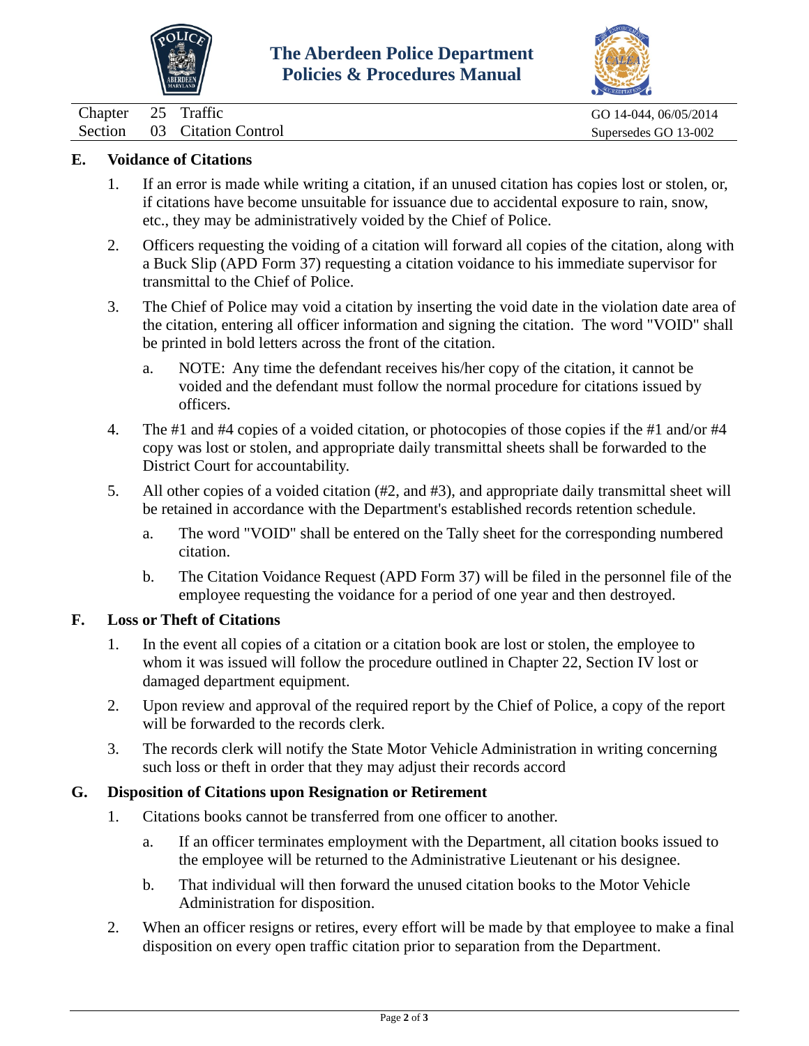## E. Voidance of Citations

1. If an error is made while writing a citation, if an unused citation has copies lost or stolen, or, if citations have become unsuitable for issuance due to accidental exposure to rain, snow, etc., they may be administratively voided by the Chief of Police.

2. Officers requesting the voiding of a citation will forward all copies of the citation, along with a Buck Slip (APD Form 37) requesting a citation voidance to his immediate supervisor for transmittal to the Chief of Police.

3. The Chief of Police may void a citation by inserting the void date in the violation date area of the citation, entering all officer information and signing the citation. The word "VOID" shall be printed in bold letters across the front of the citation.

   a. NOTE: Any time the defendant receives his/her copy of the citation, it cannot be voided and the defendant must follow the normal procedure for citations issued by officers.

4. The #1 and #4 copies of a voided citation, or photocopies of those copies if the #1 and/or #4 copy was lost or stolen, and appropriate daily transmittal sheets shall be forwarded to the District Court for accountability.

5. All other copies of a voided citation (#2, and #3), and appropriate daily transmittal sheet will be retained in accordance with the Department's established records retention schedule.

   a. The word "VOID" shall be entered on the Tally sheet for the corresponding numbered citation.

   b. The Citation Voidance Request (APD Form 37) will be filed in the personnel file of the employee requesting the voidance for a period of one year and then destroyed.

## F. Loss or Theft of Citations

1. In the event all copies of a citation or a citation book are lost or stolen, the employee to whom it was issued will follow the procedure outlined in Chapter 22, Section IV lost or damaged department equipment.

2. Upon review and approval of the required report by the Chief of Police, a copy of the report will be forwarded to the records clerk.

3. The records clerk will notify the State Motor Vehicle Administration in writing concerning such loss or theft in order that they may adjust their records accord

## G. Disposition of Citations upon Resignation or Retirement

1. Citations books cannot be transferred from one officer to another.

   a. If an officer terminates employment with the Department, all citation books issued to the employee will be returned to the Administrative Lieutenant or his designee.

   b. That individual will then forward the unused citation books to the Motor Vehicle Administration for disposition.

2. When an officer resigns or retires, every effort will be made by that employee to make a final disposition on every open traffic citation prior to separation from the Department.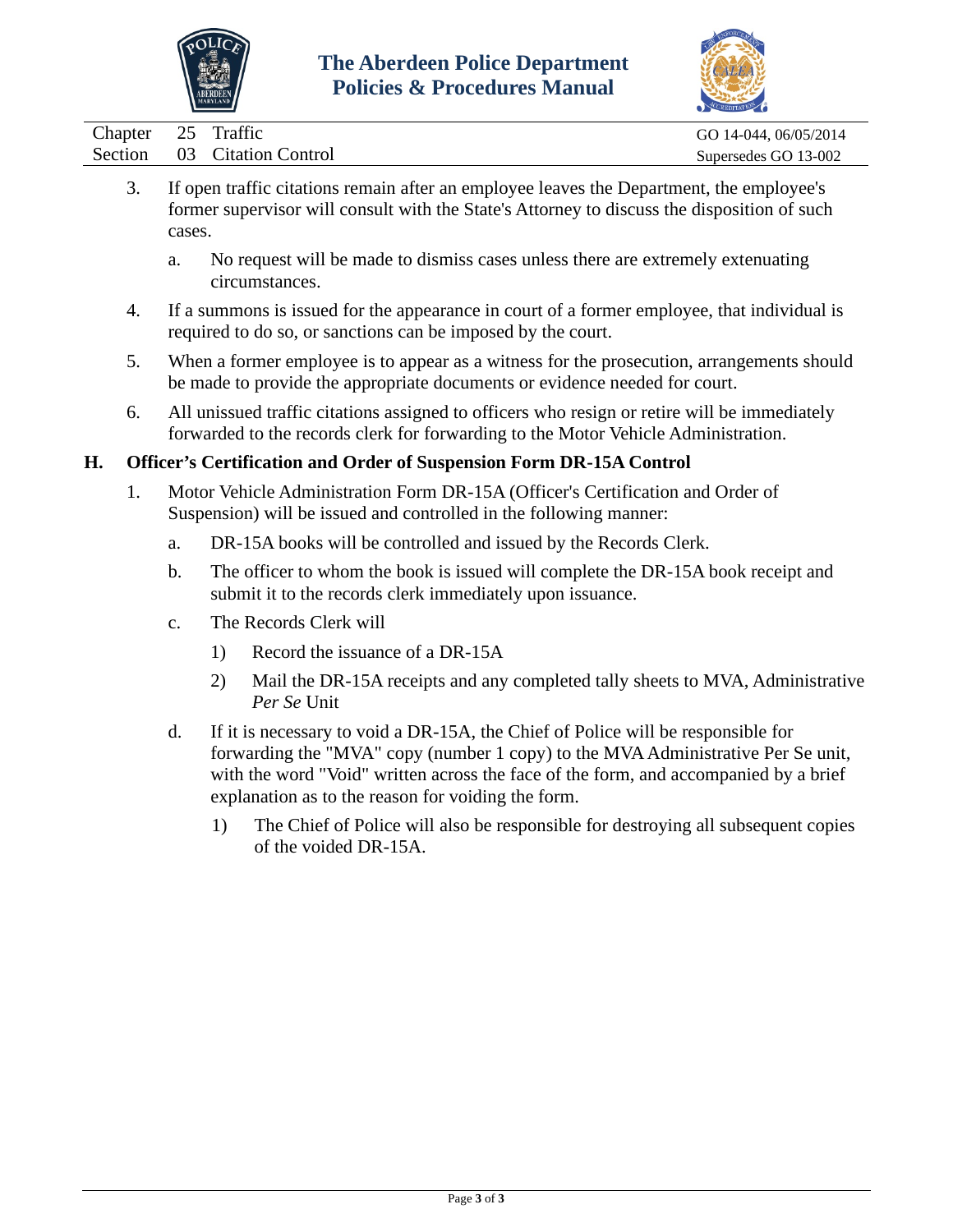3. If open traffic citations remain after an employee leaves the Department, the employee's former supervisor will consult with the State's Attorney to discuss the disposition of such cases.

   a. No request will be made to dismiss cases unless there are extremely extenuating circumstances.

4. If a summons is issued for the appearance in court of a former employee, that individual is required to do so, or sanctions can be imposed by the court.

5. When a former employee is to appear as a witness for the prosecution, arrangements should be made to provide the appropriate documents or evidence needed for court.

6. All unissued traffic citations assigned to officers who resign or retire will be immediately forwarded to the records clerk for forwarding to the Motor Vehicle Administration.

## H. Officer's Certification and Order of Suspension Form DR-15A Control

1. Motor Vehicle Administration Form DR-15A (Officer's Certification and Order of Suspension) will be issued and controlled in the following manner:

   a. DR-15A books will be controlled and issued by the Records Clerk.

   b. The officer to whom the book is issued will complete the DR-15A book receipt and submit it to the records clerk immediately upon issuance.

   c. The Records Clerk will

      1) Record the issuance of a DR-15A

      2) Mail the DR-15A receipts and any completed tally sheets to MVA, Administrative *Per Se* Unit

   d. If it is necessary to void a DR-15A, the Chief of Police will be responsible for forwarding the "MVA" copy (number 1 copy) to the MVA Administrative Per Se unit, with the word "Void" written across the face of the form, and accompanied by a brief explanation as to the reason for voiding the form.

      1) The Chief of Police will also be responsible for destroying all subsequent copies of the voided DR-15A.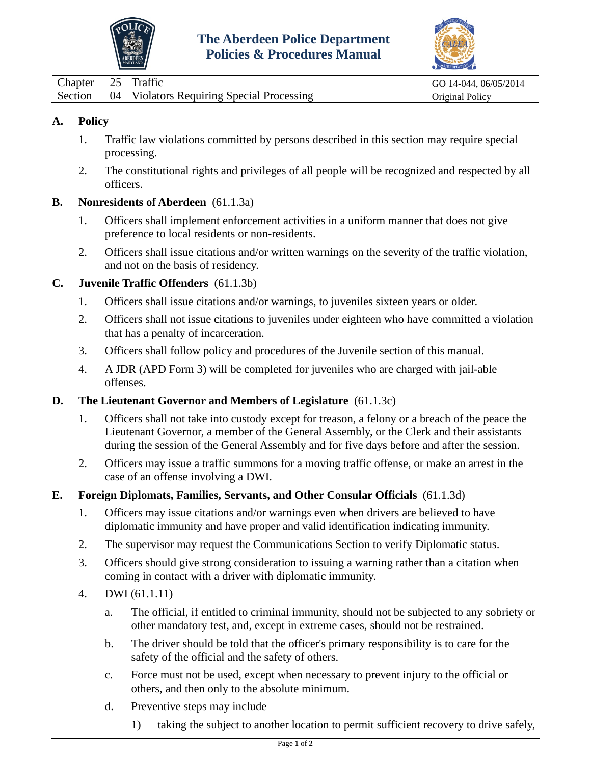| Chapter | 25 | Traffic | GO 14-044, 06/05/2014 |
|---|---|---|---|
| Section | 04 | Violators Requiring Special Processing | Original Policy |

**A. Policy**

1. Traffic law violations committed by persons described in this section may require special processing.
2. The constitutional rights and privileges of all people will be recognized and respected by all officers.

**B. Nonresidents of Aberdeen** (61.1.3a)

1. Officers shall implement enforcement activities in a uniform manner that does not give preference to local residents or non-residents.
2. Officers shall issue citations and/or written warnings on the severity of the traffic violation, and not on the basis of residency.

**C. Juvenile Traffic Offenders** (61.1.3b)

1. Officers shall issue citations and/or warnings, to juveniles sixteen years or older.
2. Officers shall not issue citations to juveniles under eighteen who have committed a violation that has a penalty of incarceration.
3. Officers shall follow policy and procedures of the Juvenile section of this manual.
4. A JDR (APD Form 3) will be completed for juveniles who are charged with jail-able offenses.

**D. The Lieutenant Governor and Members of Legislature** (61.1.3c)

1. Officers shall not take into custody except for treason, a felony or a breach of the peace the Lieutenant Governor, a member of the General Assembly, or the Clerk and their assistants during the session of the General Assembly and for five days before and after the session.
2. Officers may issue a traffic summons for a moving traffic offense, or make an arrest in the case of an offense involving a DWI.

**E. Foreign Diplomats, Families, Servants, and Other Consular Officials** (61.1.3d)

1. Officers may issue citations and/or warnings even when drivers are believed to have diplomatic immunity and have proper and valid identification indicating immunity.
2. The supervisor may request the Communications Section to verify Diplomatic status.
3. Officers should give strong consideration to issuing a warning rather than a citation when coming in contact with a driver with diplomatic immunity.
4. DWI (61.1.11)
   a. The official, if entitled to criminal immunity, should not be subjected to any sobriety or other mandatory test, and, except in extreme cases, should not be restrained.
   b. The driver should be told that the officer's primary responsibility is to care for the safety of the official and the safety of others.
   c. Force must not be used, except when necessary to prevent injury to the official or others, and then only to the absolute minimum.
   d. Preventive steps may include
      1) taking the subject to another location to permit sufficient recovery to drive safely,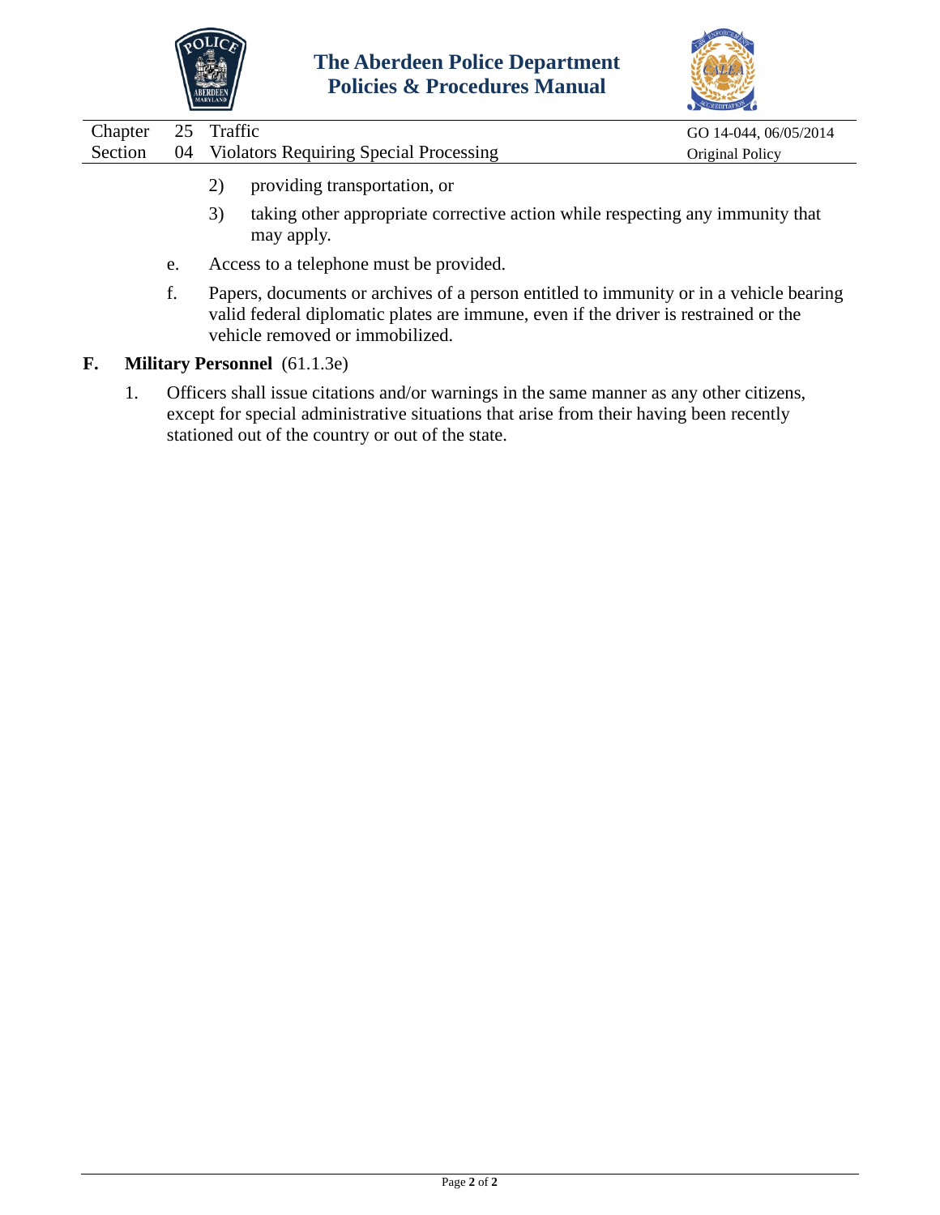2) providing transportation, or

3) taking other appropriate corrective action while respecting any immunity that may apply.

e. Access to a telephone must be provided.

f. Papers, documents or archives of a person entitled to immunity or in a vehicle bearing valid federal diplomatic plates are immune, even if the driver is restrained or the vehicle removed or immobilized.

**F. Military Personnel** (61.1.3e)

1. Officers shall issue citations and/or warnings in the same manner as any other citizens, except for special administrative situations that arise from their having been recently stationed out of the country or out of the state.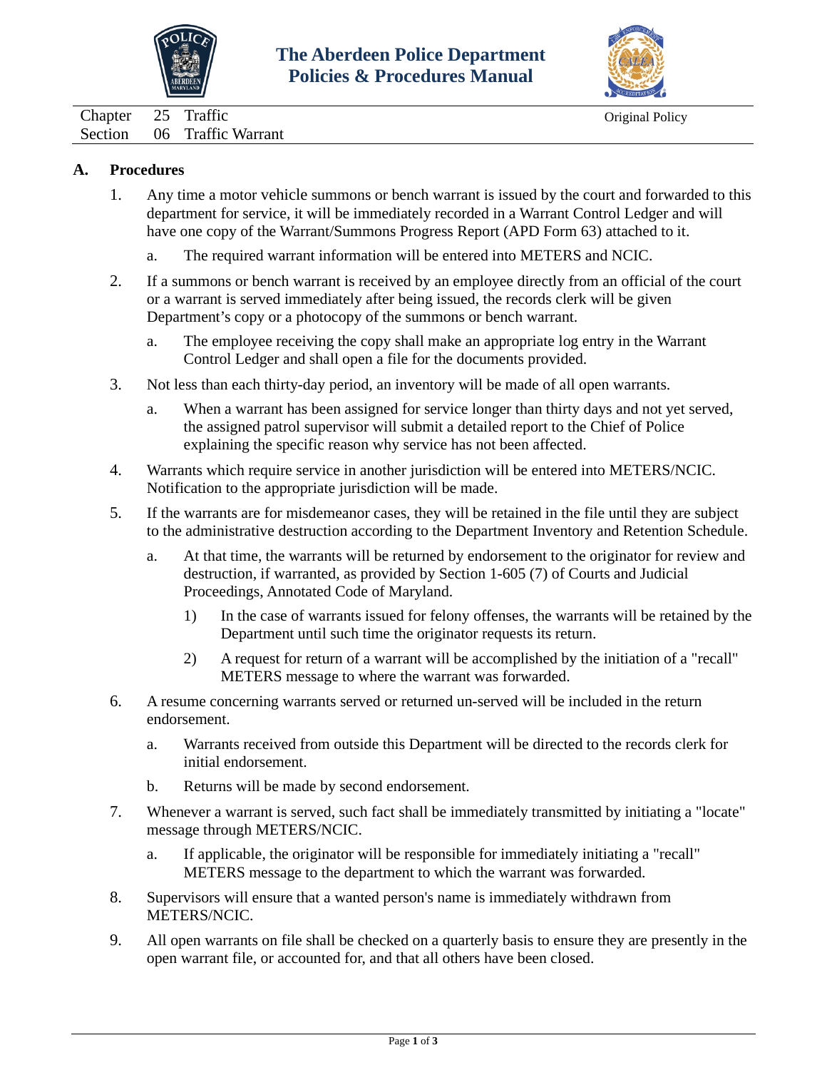# The Aberdeen Police Department Policies & Procedures Manual

| | | | |
|---|---|---|---|
| Chapter | 25 | Traffic | Original Policy |
| Section | 06 | Traffic Warrant | |

## A. Procedures

1. Any time a motor vehicle summons or bench warrant is issued by the court and forwarded to this department for service, it will be immediately recorded in a Warrant Control Ledger and will have one copy of the Warrant/Summons Progress Report (APD Form 63) attached to it.
   a. The required warrant information will be entered into METERS and NCIC.
2. If a summons or bench warrant is received by an employee directly from an official of the court or a warrant is served immediately after being issued, the records clerk will be given Department's copy or a photocopy of the summons or bench warrant.
   a. The employee receiving the copy shall make an appropriate log entry in the Warrant Control Ledger and shall open a file for the documents provided.
3. Not less than each thirty-day period, an inventory will be made of all open warrants.
   a. When a warrant has been assigned for service longer than thirty days and not yet served, the assigned patrol supervisor will submit a detailed report to the Chief of Police explaining the specific reason why service has not been affected.
4. Warrants which require service in another jurisdiction will be entered into METERS/NCIC. Notification to the appropriate jurisdiction will be made.
5. If the warrants are for misdemeanor cases, they will be retained in the file until they are subject to the administrative destruction according to the Department Inventory and Retention Schedule.
   a. At that time, the warrants will be returned by endorsement to the originator for review and destruction, if warranted, as provided by Section 1-605 (7) of Courts and Judicial Proceedings, Annotated Code of Maryland.
      1) In the case of warrants issued for felony offenses, the warrants will be retained by the Department until such time the originator requests its return.
      2) A request for return of a warrant will be accomplished by the initiation of a "recall" METERS message to where the warrant was forwarded.
6. A resume concerning warrants served or returned un-served will be included in the return endorsement.
   a. Warrants received from outside this Department will be directed to the records clerk for initial endorsement.
   b. Returns will be made by second endorsement.
7. Whenever a warrant is served, such fact shall be immediately transmitted by initiating a "locate" message through METERS/NCIC.
   a. If applicable, the originator will be responsible for immediately initiating a "recall" METERS message to the department to which the warrant was forwarded.
8. Supervisors will ensure that a wanted person's name is immediately withdrawn from METERS/NCIC.
9. All open warrants on file shall be checked on a quarterly basis to ensure they are presently in the open warrant file, or accounted for, and that all others have been closed.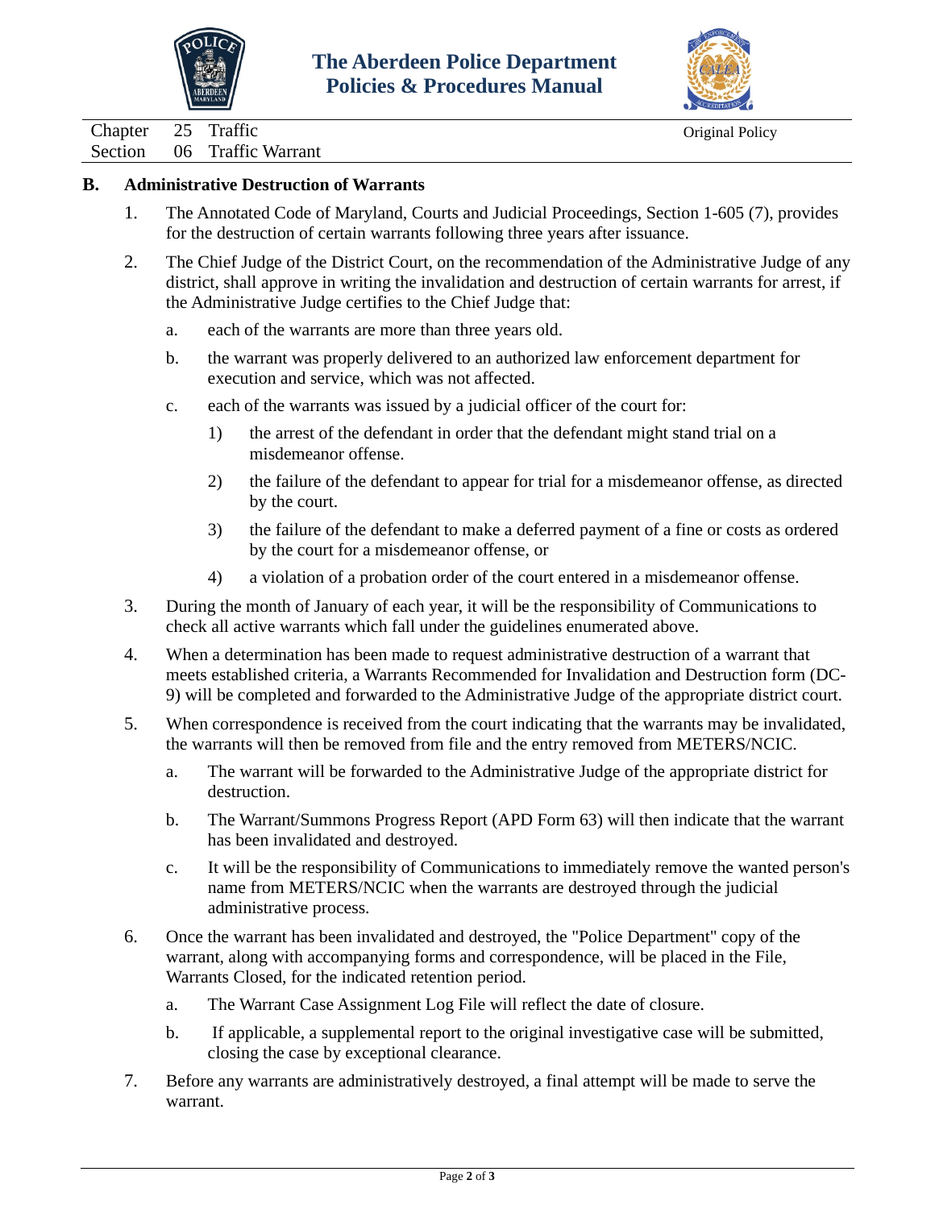## B. Administrative Destruction of Warrants

1. The Annotated Code of Maryland, Courts and Judicial Proceedings, Section 1-605 (7), provides for the destruction of certain warrants following three years after issuance.

2. The Chief Judge of the District Court, on the recommendation of the Administrative Judge of any district, shall approve in writing the invalidation and destruction of certain warrants for arrest, if the Administrative Judge certifies to the Chief Judge that:

   a. each of the warrants are more than three years old.

   b. the warrant was properly delivered to an authorized law enforcement department for execution and service, which was not affected.

   c. each of the warrants was issued by a judicial officer of the court for:

      1) the arrest of the defendant in order that the defendant might stand trial on a misdemeanor offense.

      2) the failure of the defendant to appear for trial for a misdemeanor offense, as directed by the court.

      3) the failure of the defendant to make a deferred payment of a fine or costs as ordered by the court for a misdemeanor offense, or

      4) a violation of a probation order of the court entered in a misdemeanor offense.

3. During the month of January of each year, it will be the responsibility of Communications to check all active warrants which fall under the guidelines enumerated above.

4. When a determination has been made to request administrative destruction of a warrant that meets established criteria, a Warrants Recommended for Invalidation and Destruction form (DC-9) will be completed and forwarded to the Administrative Judge of the appropriate district court.

5. When correspondence is received from the court indicating that the warrants may be invalidated, the warrants will then be removed from file and the entry removed from METERS/NCIC.

   a. The warrant will be forwarded to the Administrative Judge of the appropriate district for destruction.

   b. The Warrant/Summons Progress Report (APD Form 63) will then indicate that the warrant has been invalidated and destroyed.

   c. It will be the responsibility of Communications to immediately remove the wanted person's name from METERS/NCIC when the warrants are destroyed through the judicial administrative process.

6. Once the warrant has been invalidated and destroyed, the "Police Department" copy of the warrant, along with accompanying forms and correspondence, will be placed in the File, Warrants Closed, for the indicated retention period.

   a. The Warrant Case Assignment Log File will reflect the date of closure.

   b. If applicable, a supplemental report to the original investigative case will be submitted, closing the case by exceptional clearance.

7. Before any warrants are administratively destroyed, a final attempt will be made to serve the warrant.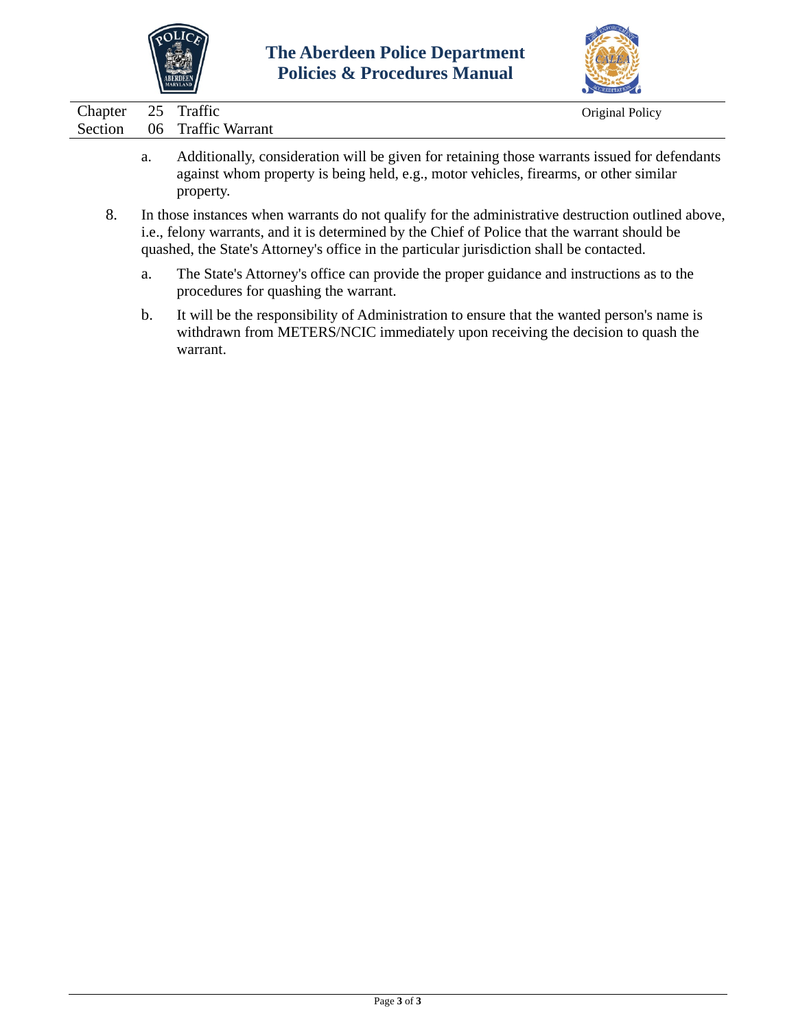a. Additionally, consideration will be given for retaining those warrants issued for defendants against whom property is being held, e.g., motor vehicles, firearms, or other similar property.

8. In those instances when warrants do not qualify for the administrative destruction outlined above, i.e., felony warrants, and it is determined by the Chief of Police that the warrant should be quashed, the State's Attorney's office in the particular jurisdiction shall be contacted.

   a. The State's Attorney's office can provide the proper guidance and instructions as to the procedures for quashing the warrant.

   b. It will be the responsibility of Administration to ensure that the wanted person's name is withdrawn from METERS/NCIC immediately upon receiving the decision to quash the warrant.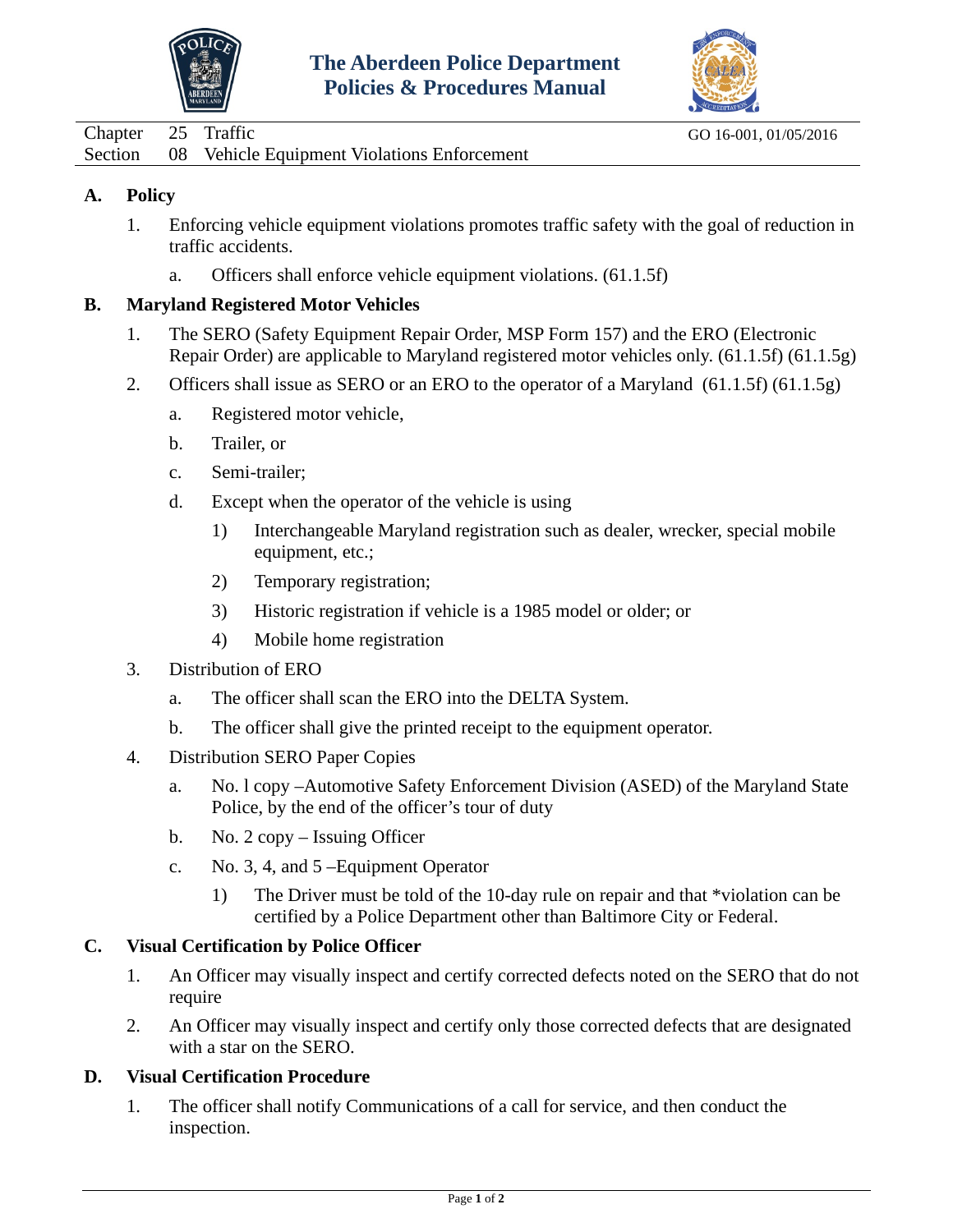The Aberdeen Police Department
Policies & Procedures Manual

Chapter 25 Traffic — GO 16-001, 01/05/2016
Section 08 Vehicle Equipment Violations Enforcement

## A. Policy

1. Enforcing vehicle equipment violations promotes traffic safety with the goal of reduction in traffic accidents.
   a. Officers shall enforce vehicle equipment violations. (61.1.5f)

## B. Maryland Registered Motor Vehicles

1. The SERO (Safety Equipment Repair Order, MSP Form 157) and the ERO (Electronic Repair Order) are applicable to Maryland registered motor vehicles only. (61.1.5f) (61.1.5g)
2. Officers shall issue as SERO or an ERO to the operator of a Maryland (61.1.5f) (61.1.5g)
   a. Registered motor vehicle,
   b. Trailer, or
   c. Semi-trailer;
   d. Except when the operator of the vehicle is using
      1) Interchangeable Maryland registration such as dealer, wrecker, special mobile equipment, etc.;
      2) Temporary registration;
      3) Historic registration if vehicle is a 1985 model or older; or
      4) Mobile home registration
3. Distribution of ERO
   a. The officer shall scan the ERO into the DELTA System.
   b. The officer shall give the printed receipt to the equipment operator.
4. Distribution SERO Paper Copies
   a. No. l copy –Automotive Safety Enforcement Division (ASED) of the Maryland State Police, by the end of the officer's tour of duty
   b. No. 2 copy – Issuing Officer
   c. No. 3, 4, and 5 –Equipment Operator
      1) The Driver must be told of the 10-day rule on repair and that *violation can be certified by a Police Department other than Baltimore City or Federal.

## C. Visual Certification by Police Officer

1. An Officer may visually inspect and certify corrected defects noted on the SERO that do not require
2. An Officer may visually inspect and certify only those corrected defects that are designated with a star on the SERO.

## D. Visual Certification Procedure

1. The officer shall notify Communications of a call for service, and then conduct the inspection.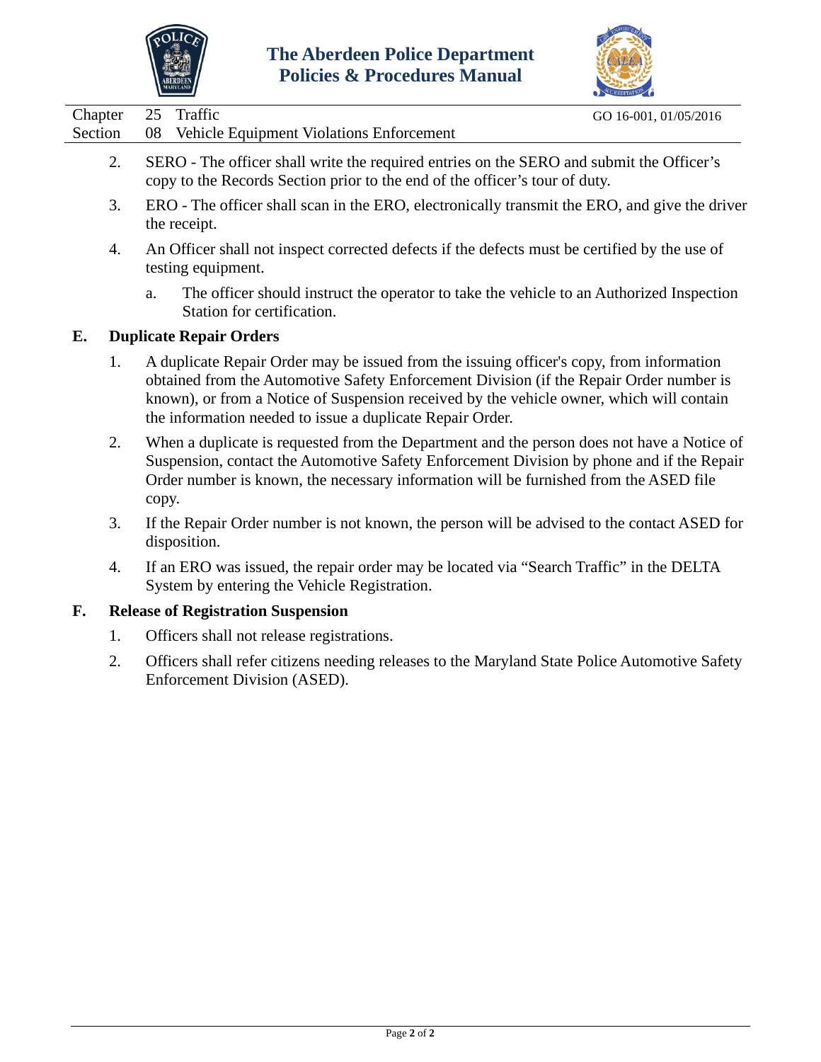2. SERO - The officer shall write the required entries on the SERO and submit the Officer's copy to the Records Section prior to the end of the officer's tour of duty.

3. ERO - The officer shall scan in the ERO, electronically transmit the ERO, and give the driver the receipt.

4. An Officer shall not inspect corrected defects if the defects must be certified by the use of testing equipment.

   a. The officer should instruct the operator to take the vehicle to an Authorized Inspection Station for certification.

## E. Duplicate Repair Orders

1. A duplicate Repair Order may be issued from the issuing officer's copy, from information obtained from the Automotive Safety Enforcement Division (if the Repair Order number is known), or from a Notice of Suspension received by the vehicle owner, which will contain the information needed to issue a duplicate Repair Order.

2. When a duplicate is requested from the Department and the person does not have a Notice of Suspension, contact the Automotive Safety Enforcement Division by phone and if the Repair Order number is known, the necessary information will be furnished from the ASED file copy.

3. If the Repair Order number is not known, the person will be advised to the contact ASED for disposition.

4. If an ERO was issued, the repair order may be located via "Search Traffic" in the DELTA System by entering the Vehicle Registration.

## F. Release of Registration Suspension

1. Officers shall not release registrations.

2. Officers shall refer citizens needing releases to the Maryland State Police Automotive Safety Enforcement Division (ASED).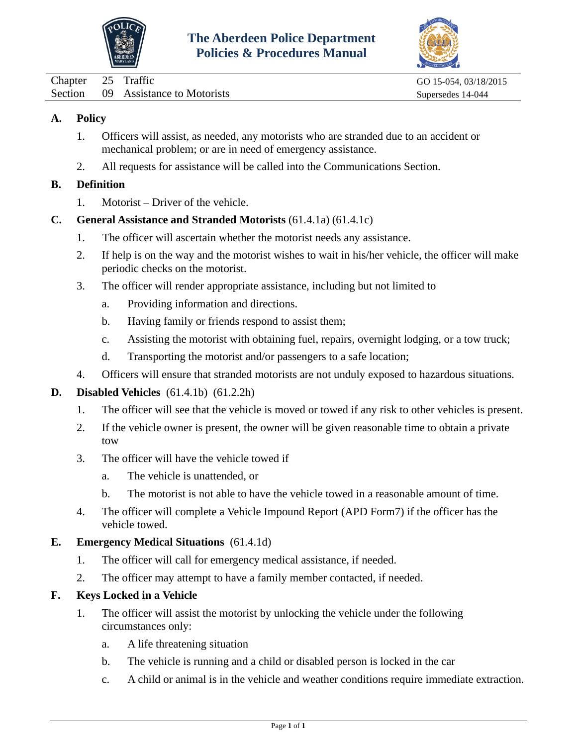# The Aberdeen Police Department
# Policies & Procedures Manual

| | | | |
|---|---|---|---|
| Chapter | 25 | Traffic | GO 15-054, 03/18/2015 |
| Section | 09 | Assistance to Motorists | Supersedes 14-044 |

## A. Policy

1. Officers will assist, as needed, any motorists who are stranded due to an accident or mechanical problem; or are in need of emergency assistance.
2. All requests for assistance will be called into the Communications Section.

## B. Definition

1. Motorist – Driver of the vehicle.

## C. General Assistance and Stranded Motorists (61.4.1a) (61.4.1c)

1. The officer will ascertain whether the motorist needs any assistance.
2. If help is on the way and the motorist wishes to wait in his/her vehicle, the officer will make periodic checks on the motorist.
3. The officer will render appropriate assistance, including but not limited to
   a. Providing information and directions.
   b. Having family or friends respond to assist them;
   c. Assisting the motorist with obtaining fuel, repairs, overnight lodging, or a tow truck;
   d. Transporting the motorist and/or passengers to a safe location;
4. Officers will ensure that stranded motorists are not unduly exposed to hazardous situations.

## D. Disabled Vehicles (61.4.1b) (61.2.2h)

1. The officer will see that the vehicle is moved or towed if any risk to other vehicles is present.
2. If the vehicle owner is present, the owner will be given reasonable time to obtain a private tow
3. The officer will have the vehicle towed if
   a. The vehicle is unattended, or
   b. The motorist is not able to have the vehicle towed in a reasonable amount of time.
4. The officer will complete a Vehicle Impound Report (APD Form7) if the officer has the vehicle towed.

## E. Emergency Medical Situations (61.4.1d)

1. The officer will call for emergency medical assistance, if needed.
2. The officer may attempt to have a family member contacted, if needed.

## F. Keys Locked in a Vehicle

1. The officer will assist the motorist by unlocking the vehicle under the following circumstances only:
   a. A life threatening situation
   b. The vehicle is running and a child or disabled person is locked in the car
   c. A child or animal is in the vehicle and weather conditions require immediate extraction.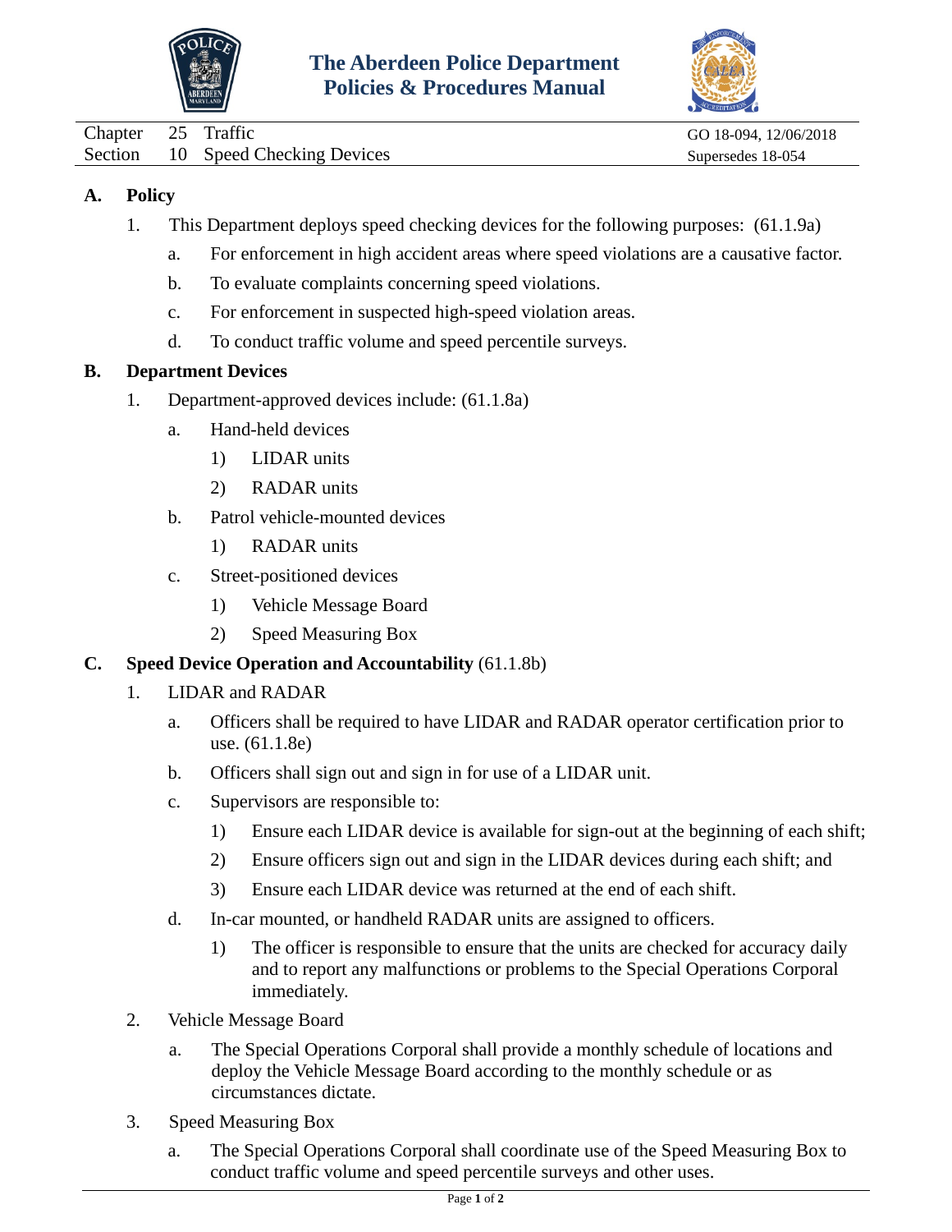# The Aberdeen Police Department Policies & Procedures Manual

Chapter 25 Traffic — GO 18-094, 12/06/2018

Section 10 Speed Checking Devices — Supersedes 18-054

## A. Policy

1. This Department deploys speed checking devices for the following purposes: (61.1.9a)
   a. For enforcement in high accident areas where speed violations are a causative factor.
   b. To evaluate complaints concerning speed violations.
   c. For enforcement in suspected high-speed violation areas.
   d. To conduct traffic volume and speed percentile surveys.

## B. Department Devices

1. Department-approved devices include: (61.1.8a)
   a. Hand-held devices
      1) LIDAR units
      2) RADAR units
   b. Patrol vehicle-mounted devices
      1) RADAR units
   c. Street-positioned devices
      1) Vehicle Message Board
      2) Speed Measuring Box

## C. Speed Device Operation and Accountability (61.1.8b)

1. LIDAR and RADAR
   a. Officers shall be required to have LIDAR and RADAR operator certification prior to use. (61.1.8e)
   b. Officers shall sign out and sign in for use of a LIDAR unit.
   c. Supervisors are responsible to:
      1) Ensure each LIDAR device is available for sign-out at the beginning of each shift;
      2) Ensure officers sign out and sign in the LIDAR devices during each shift; and
      3) Ensure each LIDAR device was returned at the end of each shift.
   d. In-car mounted, or handheld RADAR units are assigned to officers.
      1) The officer is responsible to ensure that the units are checked for accuracy daily and to report any malfunctions or problems to the Special Operations Corporal immediately.
2. Vehicle Message Board
   a. The Special Operations Corporal shall provide a monthly schedule of locations and deploy the Vehicle Message Board according to the monthly schedule or as circumstances dictate.
3. Speed Measuring Box
   a. The Special Operations Corporal shall coordinate use of the Speed Measuring Box to conduct traffic volume and speed percentile surveys and other uses.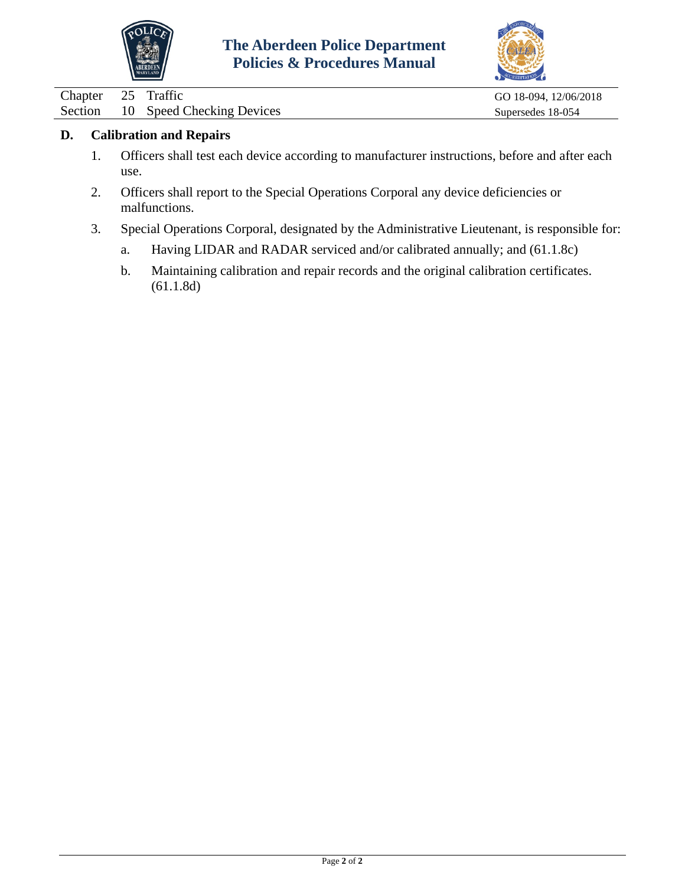## D. Calibration and Repairs

1. Officers shall test each device according to manufacturer instructions, before and after each use.

2. Officers shall report to the Special Operations Corporal any device deficiencies or malfunctions.

3. Special Operations Corporal, designated by the Administrative Lieutenant, is responsible for:

   a. Having LIDAR and RADAR serviced and/or calibrated annually; and (61.1.8c)

   b. Maintaining calibration and repair records and the original calibration certificates. (61.1.8d)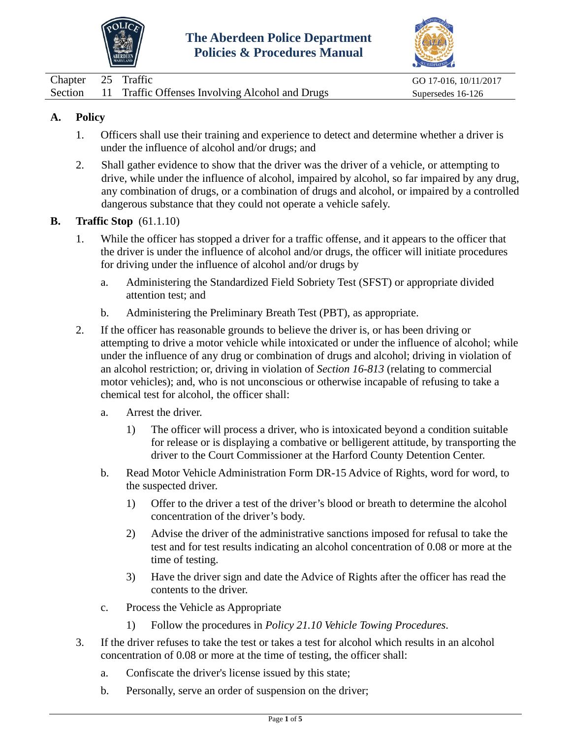# The Aberdeen Police Department Policies & Procedures Manual

| | | | |
|---|---|---|---|
| Chapter | 25 | Traffic | GO 17-016, 10/11/2017 |
| Section | 11 | Traffic Offenses Involving Alcohol and Drugs | Supersedes 16-126 |

## A. Policy

1. Officers shall use their training and experience to detect and determine whether a driver is under the influence of alcohol and/or drugs; and

2. Shall gather evidence to show that the driver was the driver of a vehicle, or attempting to drive, while under the influence of alcohol, impaired by alcohol, so far impaired by any drug, any combination of drugs, or a combination of drugs and alcohol, or impaired by a controlled dangerous substance that they could not operate a vehicle safely.

## B. Traffic Stop (61.1.10)

1. While the officer has stopped a driver for a traffic offense, and it appears to the officer that the driver is under the influence of alcohol and/or drugs, the officer will initiate procedures for driving under the influence of alcohol and/or drugs by

   a. Administering the Standardized Field Sobriety Test (SFST) or appropriate divided attention test; and

   b. Administering the Preliminary Breath Test (PBT), as appropriate.

2. If the officer has reasonable grounds to believe the driver is, or has been driving or attempting to drive a motor vehicle while intoxicated or under the influence of alcohol; while under the influence of any drug or combination of drugs and alcohol; driving in violation of an alcohol restriction; or, driving in violation of *Section 16-813* (relating to commercial motor vehicles); and, who is not unconscious or otherwise incapable of refusing to take a chemical test for alcohol, the officer shall:

   a. Arrest the driver.

      1) The officer will process a driver, who is intoxicated beyond a condition suitable for release or is displaying a combative or belligerent attitude, by transporting the driver to the Court Commissioner at the Harford County Detention Center.

   b. Read Motor Vehicle Administration Form DR-15 Advice of Rights, word for word, to the suspected driver.

      1) Offer to the driver a test of the driver's blood or breath to determine the alcohol concentration of the driver's body.

      2) Advise the driver of the administrative sanctions imposed for refusal to take the test and for test results indicating an alcohol concentration of 0.08 or more at the time of testing.

      3) Have the driver sign and date the Advice of Rights after the officer has read the contents to the driver.

   c. Process the Vehicle as Appropriate

      1) Follow the procedures in *Policy 21.10 Vehicle Towing Procedures*.

3. If the driver refuses to take the test or takes a test for alcohol which results in an alcohol concentration of 0.08 or more at the time of testing, the officer shall:

   a. Confiscate the driver's license issued by this state;

   b. Personally, serve an order of suspension on the driver;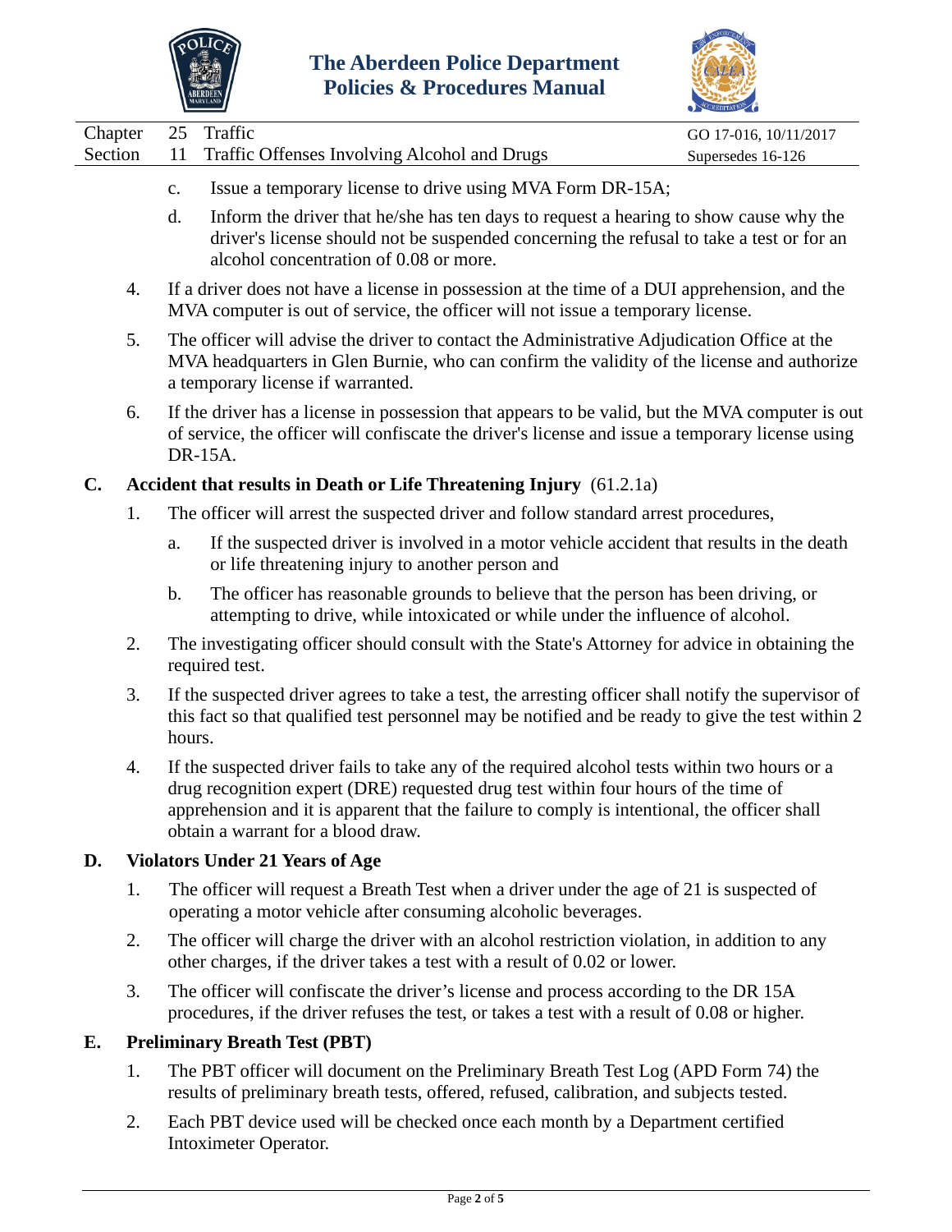c. Issue a temporary license to drive using MVA Form DR-15A;

d. Inform the driver that he/she has ten days to request a hearing to show cause why the driver's license should not be suspended concerning the refusal to take a test or for an alcohol concentration of 0.08 or more.

4. If a driver does not have a license in possession at the time of a DUI apprehension, and the MVA computer is out of service, the officer will not issue a temporary license.

5. The officer will advise the driver to contact the Administrative Adjudication Office at the MVA headquarters in Glen Burnie, who can confirm the validity of the license and authorize a temporary license if warranted.

6. If the driver has a license in possession that appears to be valid, but the MVA computer is out of service, the officer will confiscate the driver's license and issue a temporary license using DR-15A.

**C. Accident that results in Death or Life Threatening Injury** (61.2.1a)

1. The officer will arrest the suspected driver and follow standard arrest procedures,

   a. If the suspected driver is involved in a motor vehicle accident that results in the death or life threatening injury to another person and

   b. The officer has reasonable grounds to believe that the person has been driving, or attempting to drive, while intoxicated or while under the influence of alcohol.

2. The investigating officer should consult with the State's Attorney for advice in obtaining the required test.

3. If the suspected driver agrees to take a test, the arresting officer shall notify the supervisor of this fact so that qualified test personnel may be notified and be ready to give the test within 2 hours.

4. If the suspected driver fails to take any of the required alcohol tests within two hours or a drug recognition expert (DRE) requested drug test within four hours of the time of apprehension and it is apparent that the failure to comply is intentional, the officer shall obtain a warrant for a blood draw.

**D. Violators Under 21 Years of Age**

1. The officer will request a Breath Test when a driver under the age of 21 is suspected of operating a motor vehicle after consuming alcoholic beverages.

2. The officer will charge the driver with an alcohol restriction violation, in addition to any other charges, if the driver takes a test with a result of 0.02 or lower.

3. The officer will confiscate the driver's license and process according to the DR 15A procedures, if the driver refuses the test, or takes a test with a result of 0.08 or higher.

**E. Preliminary Breath Test (PBT)**

1. The PBT officer will document on the Preliminary Breath Test Log (APD Form 74) the results of preliminary breath tests, offered, refused, calibration, and subjects tested.

2. Each PBT device used will be checked once each month by a Department certified Intoximeter Operator.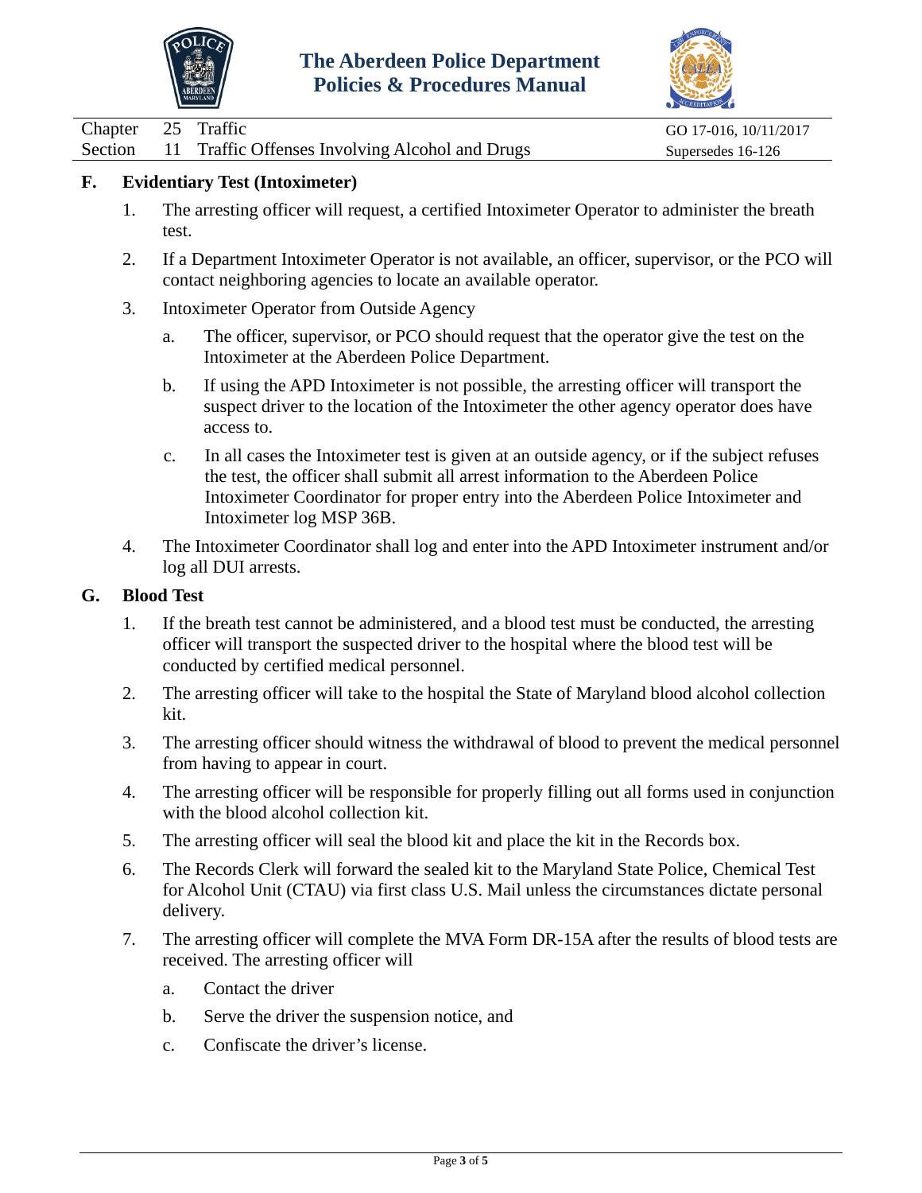## F. Evidentiary Test (Intoximeter)

1. The arresting officer will request, a certified Intoximeter Operator to administer the breath test.

2. If a Department Intoximeter Operator is not available, an officer, supervisor, or the PCO will contact neighboring agencies to locate an available operator.

3. Intoximeter Operator from Outside Agency

   a. The officer, supervisor, or PCO should request that the operator give the test on the Intoximeter at the Aberdeen Police Department.

   b. If using the APD Intoximeter is not possible, the arresting officer will transport the suspect driver to the location of the Intoximeter the other agency operator does have access to.

   c. In all cases the Intoximeter test is given at an outside agency, or if the subject refuses the test, the officer shall submit all arrest information to the Aberdeen Police Intoximeter Coordinator for proper entry into the Aberdeen Police Intoximeter and Intoximeter log MSP 36B.

4. The Intoximeter Coordinator shall log and enter into the APD Intoximeter instrument and/or log all DUI arrests.

## G. Blood Test

1. If the breath test cannot be administered, and a blood test must be conducted, the arresting officer will transport the suspected driver to the hospital where the blood test will be conducted by certified medical personnel.

2. The arresting officer will take to the hospital the State of Maryland blood alcohol collection kit.

3. The arresting officer should witness the withdrawal of blood to prevent the medical personnel from having to appear in court.

4. The arresting officer will be responsible for properly filling out all forms used in conjunction with the blood alcohol collection kit.

5. The arresting officer will seal the blood kit and place the kit in the Records box.

6. The Records Clerk will forward the sealed kit to the Maryland State Police, Chemical Test for Alcohol Unit (CTAU) via first class U.S. Mail unless the circumstances dictate personal delivery.

7. The arresting officer will complete the MVA Form DR-15A after the results of blood tests are received. The arresting officer will

   a. Contact the driver

   b. Serve the driver the suspension notice, and

   c. Confiscate the driver's license.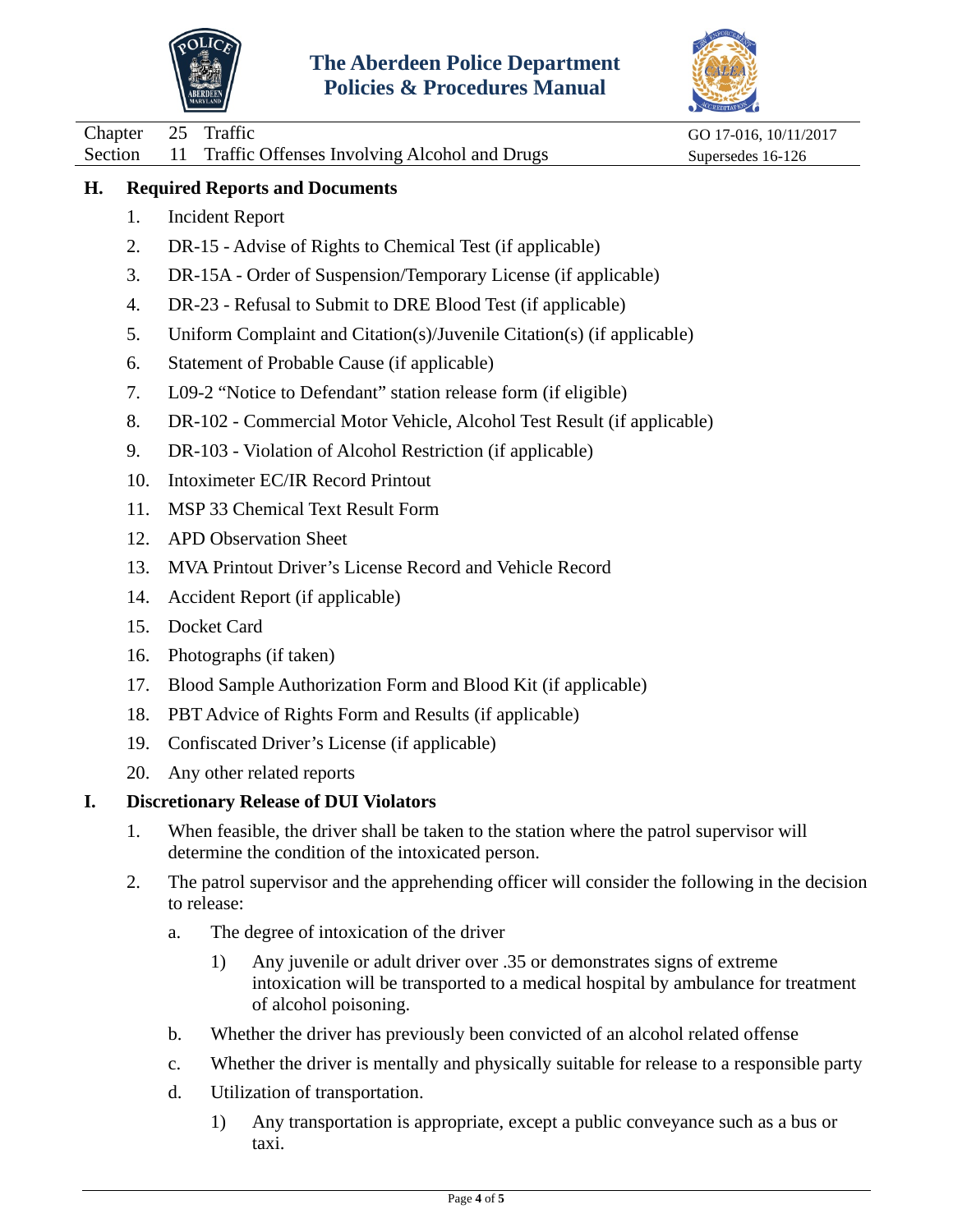## H. Required Reports and Documents

1. Incident Report
2. DR-15 - Advise of Rights to Chemical Test (if applicable)
3. DR-15A - Order of Suspension/Temporary License (if applicable)
4. DR-23 - Refusal to Submit to DRE Blood Test (if applicable)
5. Uniform Complaint and Citation(s)/Juvenile Citation(s) (if applicable)
6. Statement of Probable Cause (if applicable)
7. L09-2 "Notice to Defendant" station release form (if eligible)
8. DR-102 - Commercial Motor Vehicle, Alcohol Test Result (if applicable)
9. DR-103 - Violation of Alcohol Restriction (if applicable)
10. Intoximeter EC/IR Record Printout
11. MSP 33 Chemical Text Result Form
12. APD Observation Sheet
13. MVA Printout Driver's License Record and Vehicle Record
14. Accident Report (if applicable)
15. Docket Card
16. Photographs (if taken)
17. Blood Sample Authorization Form and Blood Kit (if applicable)
18. PBT Advice of Rights Form and Results (if applicable)
19. Confiscated Driver's License (if applicable)
20. Any other related reports

## I. Discretionary Release of DUI Violators

1. When feasible, the driver shall be taken to the station where the patrol supervisor will determine the condition of the intoxicated person.
2. The patrol supervisor and the apprehending officer will consider the following in the decision to release:
   a. The degree of intoxication of the driver
      1) Any juvenile or adult driver over .35 or demonstrates signs of extreme intoxication will be transported to a medical hospital by ambulance for treatment of alcohol poisoning.
   b. Whether the driver has previously been convicted of an alcohol related offense
   c. Whether the driver is mentally and physically suitable for release to a responsible party
   d. Utilization of transportation.
      1) Any transportation is appropriate, except a public conveyance such as a bus or taxi.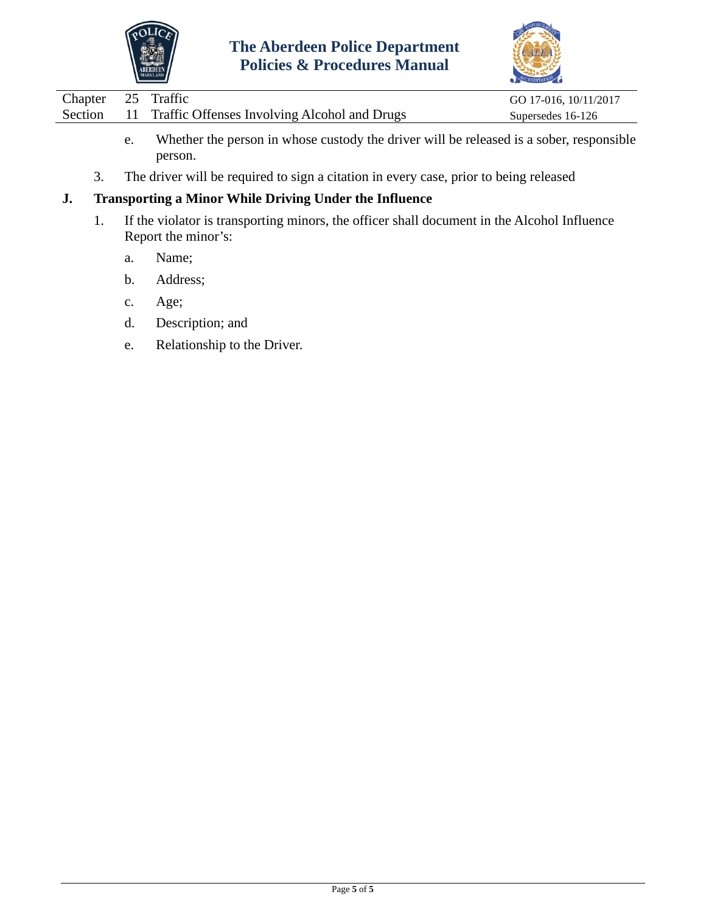e. Whether the person in whose custody the driver will be released is a sober, responsible person.

3. The driver will be required to sign a citation in every case, prior to being released

## J. Transporting a Minor While Driving Under the Influence

1. If the violator is transporting minors, the officer shall document in the Alcohol Influence Report the minor's:

   a. Name;

   b. Address;

   c. Age;

   d. Description; and

   e. Relationship to the Driver.